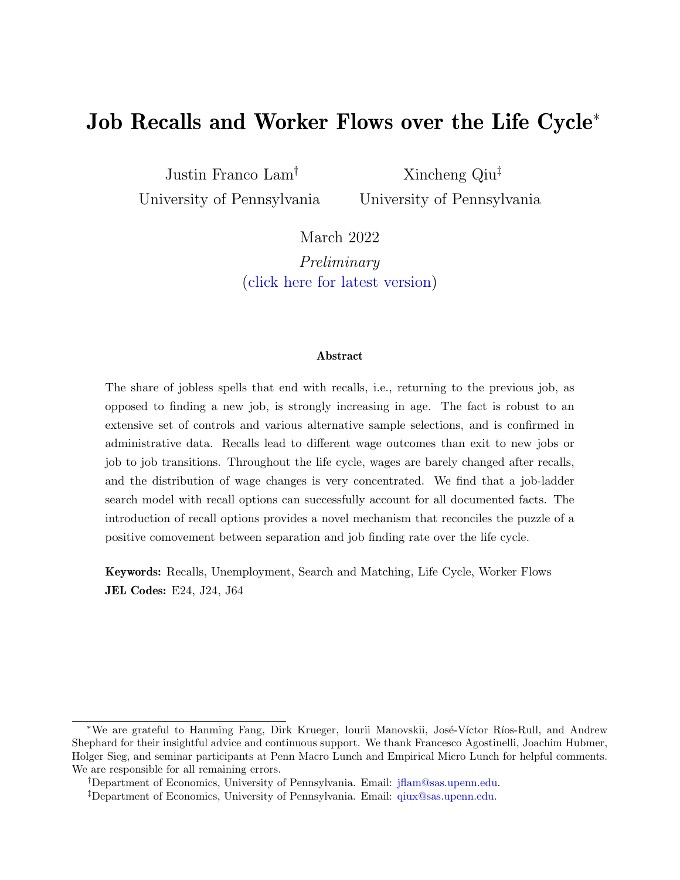# Job Recalls and Worker Flows over the Life Cycle*

Justin Franco Lam† — University of Pennsylvania

Xincheng Qiu‡ — University of Pennsylvania

March 2022

*Preliminary*

(click here for latest version)

**Abstract**

The share of jobless spells that end with recalls, i.e., returning to the previous job, as opposed to finding a new job, is strongly increasing in age. The fact is robust to an extensive set of controls and various alternative sample selections, and is confirmed in administrative data. Recalls lead to different wage outcomes than exit to new jobs or job to job transitions. Throughout the life cycle, wages are barely changed after recalls, and the distribution of wage changes is very concentrated. We find that a job-ladder search model with recall options can successfully account for all documented facts. The introduction of recall options provides a novel mechanism that reconciles the puzzle of a positive comovement between separation and job finding rate over the life cycle.

**Keywords:** Recalls, Unemployment, Search and Matching, Life Cycle, Worker Flows

**JEL Codes:** E24, J24, J64

*We are grateful to Hanming Fang, Dirk Krueger, Iourii Manovskii, José-Víctor Ríos-Rull, and Andrew Shephard for their insightful advice and continuous support. We thank Francesco Agostinelli, Joachim Hubmer, Holger Sieg, and seminar participants at Penn Macro Lunch and Empirical Micro Lunch for helpful comments. We are responsible for all remaining errors.

†Department of Economics, University of Pennsylvania. Email: jflam@sas.upenn.edu.

‡Department of Economics, University of Pennsylvania. Email: qiux@sas.upenn.edu.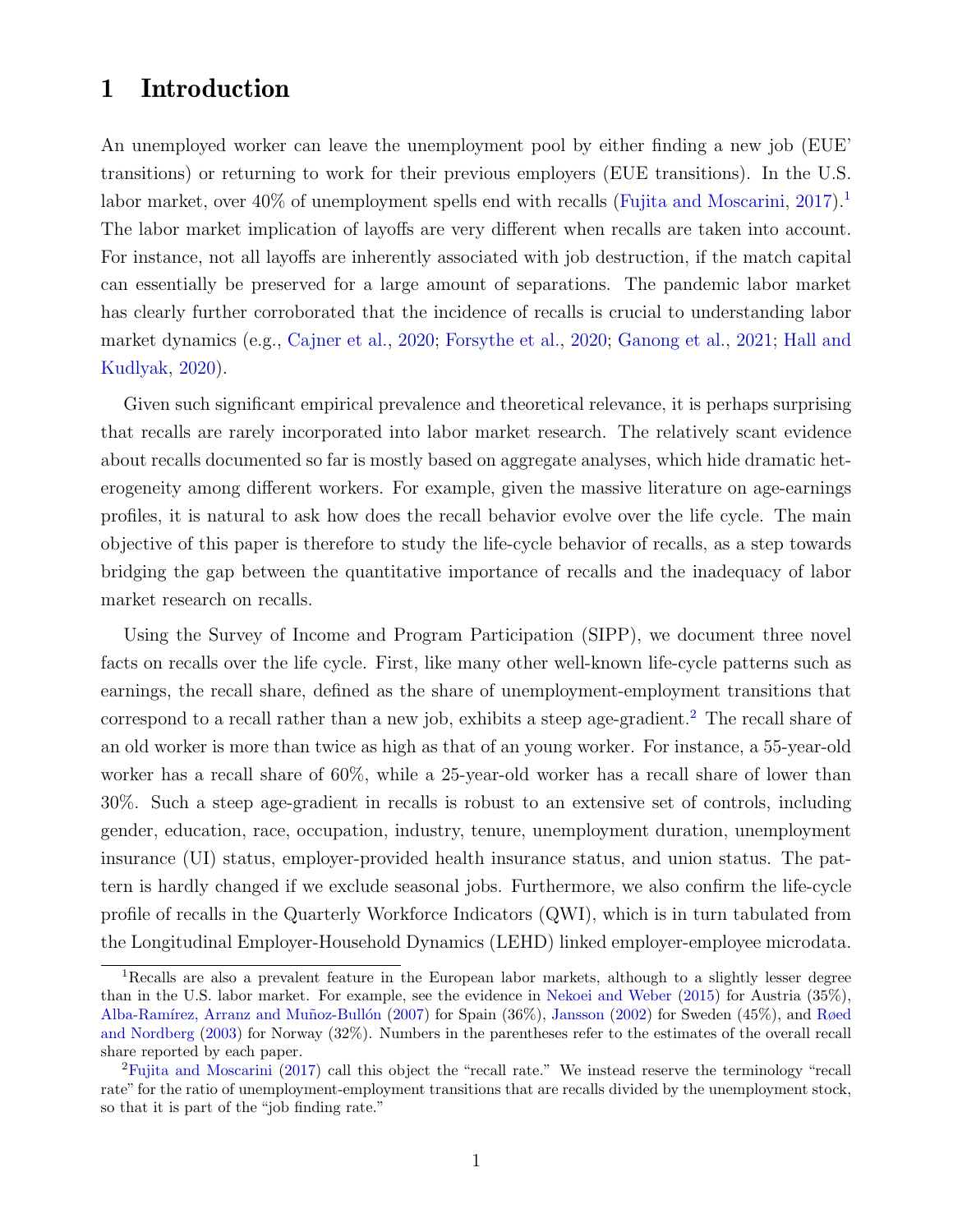# 1 Introduction

An unemployed worker can leave the unemployment pool by either finding a new job (EUE' transitions) or returning to work for their previous employers (EUE transitions). In the U.S. labor market, over 40% of unemployment spells end with recalls (Fujita and Moscarini, 2017).[1] The labor market implication of layoffs are very different when recalls are taken into account. For instance, not all layoffs are inherently associated with job destruction, if the match capital can essentially be preserved for a large amount of separations. The pandemic labor market has clearly further corroborated that the incidence of recalls is crucial to understanding labor market dynamics (e.g., Cajner et al., 2020; Forsythe et al., 2020; Ganong et al., 2021; Hall and Kudlyak, 2020).

Given such significant empirical prevalence and theoretical relevance, it is perhaps surprising that recalls are rarely incorporated into labor market research. The relatively scant evidence about recalls documented so far is mostly based on aggregate analyses, which hide dramatic heterogeneity among different workers. For example, given the massive literature on age-earnings profiles, it is natural to ask how does the recall behavior evolve over the life cycle. The main objective of this paper is therefore to study the life-cycle behavior of recalls, as a step towards bridging the gap between the quantitative importance of recalls and the inadequacy of labor market research on recalls.

Using the Survey of Income and Program Participation (SIPP), we document three novel facts on recalls over the life cycle. First, like many other well-known life-cycle patterns such as earnings, the recall share, defined as the share of unemployment-employment transitions that correspond to a recall rather than a new job, exhibits a steep age-gradient.[2] The recall share of an old worker is more than twice as high as that of an young worker. For instance, a 55-year-old worker has a recall share of 60%, while a 25-year-old worker has a recall share of lower than 30%. Such a steep age-gradient in recalls is robust to an extensive set of controls, including gender, education, race, occupation, industry, tenure, unemployment duration, unemployment insurance (UI) status, employer-provided health insurance status, and union status. The pattern is hardly changed if we exclude seasonal jobs. Furthermore, we also confirm the life-cycle profile of recalls in the Quarterly Workforce Indicators (QWI), which is in turn tabulated from the Longitudinal Employer-Household Dynamics (LEHD) linked employer-employee microdata.

[1] Recalls are also a prevalent feature in the European labor markets, although to a slightly lesser degree than in the U.S. labor market. For example, see the evidence in Nekoei and Weber (2015) for Austria (35%), Alba-Ramírez, Arranz and Muñoz-Bullón (2007) for Spain (36%), Jansson (2002) for Sweden (45%), and Røed and Nordberg (2003) for Norway (32%). Numbers in the parentheses refer to the estimates of the overall recall share reported by each paper.

[2] Fujita and Moscarini (2017) call this object the "recall rate." We instead reserve the terminology "recall rate" for the ratio of unemployment-employment transitions that are recalls divided by the unemployment stock, so that it is part of the "job finding rate."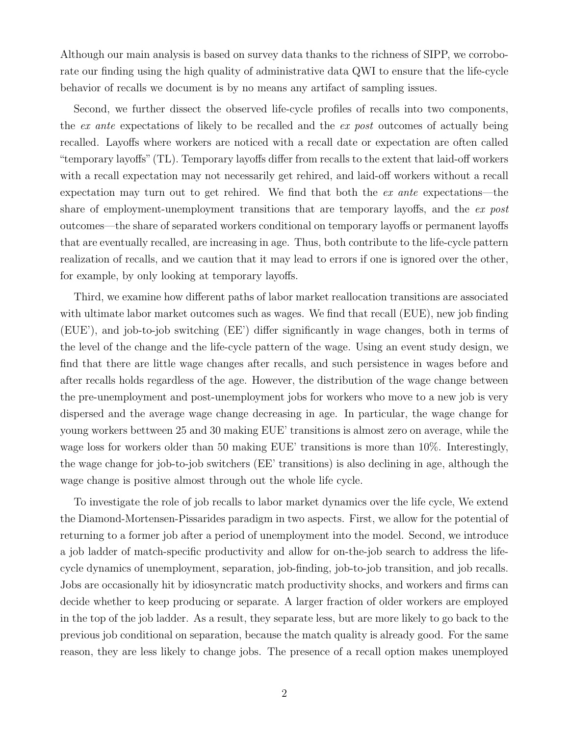Although our main analysis is based on survey data thanks to the richness of SIPP, we corroborate our finding using the high quality of administrative data QWI to ensure that the life-cycle behavior of recalls we document is by no means any artifact of sampling issues.

Second, we further dissect the observed life-cycle profiles of recalls into two components, the *ex ante* expectations of likely to be recalled and the *ex post* outcomes of actually being recalled. Layoffs where workers are noticed with a recall date or expectation are often called "temporary layoffs" (TL). Temporary layoffs differ from recalls to the extent that laid-off workers with a recall expectation may not necessarily get rehired, and laid-off workers without a recall expectation may turn out to get rehired. We find that both the *ex ante* expectations—the share of employment-unemployment transitions that are temporary layoffs, and the *ex post* outcomes—the share of separated workers conditional on temporary layoffs or permanent layoffs that are eventually recalled, are increasing in age. Thus, both contribute to the life-cycle pattern realization of recalls, and we caution that it may lead to errors if one is ignored over the other, for example, by only looking at temporary layoffs.

Third, we examine how different paths of labor market reallocation transitions are associated with ultimate labor market outcomes such as wages. We find that recall (EUE), new job finding (EUE'), and job-to-job switching (EE') differ significantly in wage changes, both in terms of the level of the change and the life-cycle pattern of the wage. Using an event study design, we find that there are little wage changes after recalls, and such persistence in wages before and after recalls holds regardless of the age. However, the distribution of the wage change between the pre-unemployment and post-unemployment jobs for workers who move to a new job is very dispersed and the average wage change decreasing in age. In particular, the wage change for young workers bettween 25 and 30 making EUE' transitions is almost zero on average, while the wage loss for workers older than 50 making EUE' transitions is more than 10%. Interestingly, the wage change for job-to-job switchers (EE' transitions) is also declining in age, although the wage change is positive almost through out the whole life cycle.

To investigate the role of job recalls to labor market dynamics over the life cycle, We extend the Diamond-Mortensen-Pissarides paradigm in two aspects. First, we allow for the potential of returning to a former job after a period of unemployment into the model. Second, we introduce a job ladder of match-specific productivity and allow for on-the-job search to address the life-cycle dynamics of unemployment, separation, job-finding, job-to-job transition, and job recalls. Jobs are occasionally hit by idiosyncratic match productivity shocks, and workers and firms can decide whether to keep producing or separate. A larger fraction of older workers are employed in the top of the job ladder. As a result, they separate less, but are more likely to go back to the previous job conditional on separation, because the match quality is already good. For the same reason, they are less likely to change jobs. The presence of a recall option makes unemployed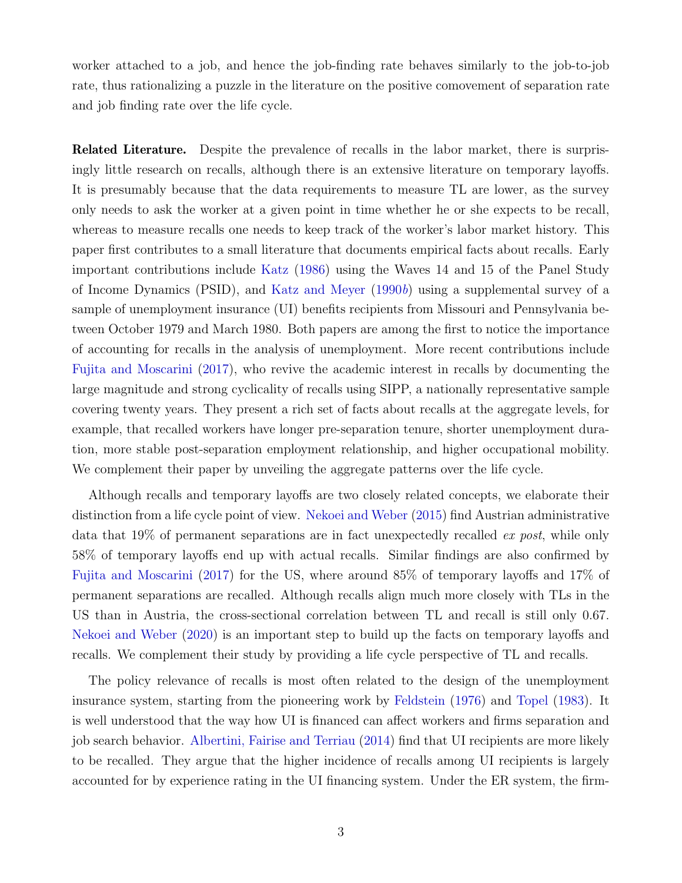worker attached to a job, and hence the job-finding rate behaves similarly to the job-to-job rate, thus rationalizing a puzzle in the literature on the positive comovement of separation rate and job finding rate over the life cycle.

**Related Literature.** Despite the prevalence of recalls in the labor market, there is surprisingly little research on recalls, although there is an extensive literature on temporary layoffs. It is presumably because that the data requirements to measure TL are lower, as the survey only needs to ask the worker at a given point in time whether he or she expects to be recall, whereas to measure recalls one needs to keep track of the worker's labor market history. This paper first contributes to a small literature that documents empirical facts about recalls. Early important contributions include Katz (1986) using the Waves 14 and 15 of the Panel Study of Income Dynamics (PSID), and Katz and Meyer (1990*b*) using a supplemental survey of a sample of unemployment insurance (UI) benefits recipients from Missouri and Pennsylvania between October 1979 and March 1980. Both papers are among the first to notice the importance of accounting for recalls in the analysis of unemployment. More recent contributions include Fujita and Moscarini (2017), who revive the academic interest in recalls by documenting the large magnitude and strong cyclicality of recalls using SIPP, a nationally representative sample covering twenty years. They present a rich set of facts about recalls at the aggregate levels, for example, that recalled workers have longer pre-separation tenure, shorter unemployment duration, more stable post-separation employment relationship, and higher occupational mobility. We complement their paper by unveiling the aggregate patterns over the life cycle.

Although recalls and temporary layoffs are two closely related concepts, we elaborate their distinction from a life cycle point of view. Nekoei and Weber (2015) find Austrian administrative data that 19% of permanent separations are in fact unexpectedly recalled *ex post*, while only 58% of temporary layoffs end up with actual recalls. Similar findings are also confirmed by Fujita and Moscarini (2017) for the US, where around 85% of temporary layoffs and 17% of permanent separations are recalled. Although recalls align much more closely with TLs in the US than in Austria, the cross-sectional correlation between TL and recall is still only 0.67. Nekoei and Weber (2020) is an important step to build up the facts on temporary layoffs and recalls. We complement their study by providing a life cycle perspective of TL and recalls.

The policy relevance of recalls is most often related to the design of the unemployment insurance system, starting from the pioneering work by Feldstein (1976) and Topel (1983). It is well understood that the way how UI is financed can affect workers and firms separation and job search behavior. Albertini, Fairise and Terriau (2014) find that UI recipients are more likely to be recalled. They argue that the higher incidence of recalls among UI recipients is largely accounted for by experience rating in the UI financing system. Under the ER system, the firm-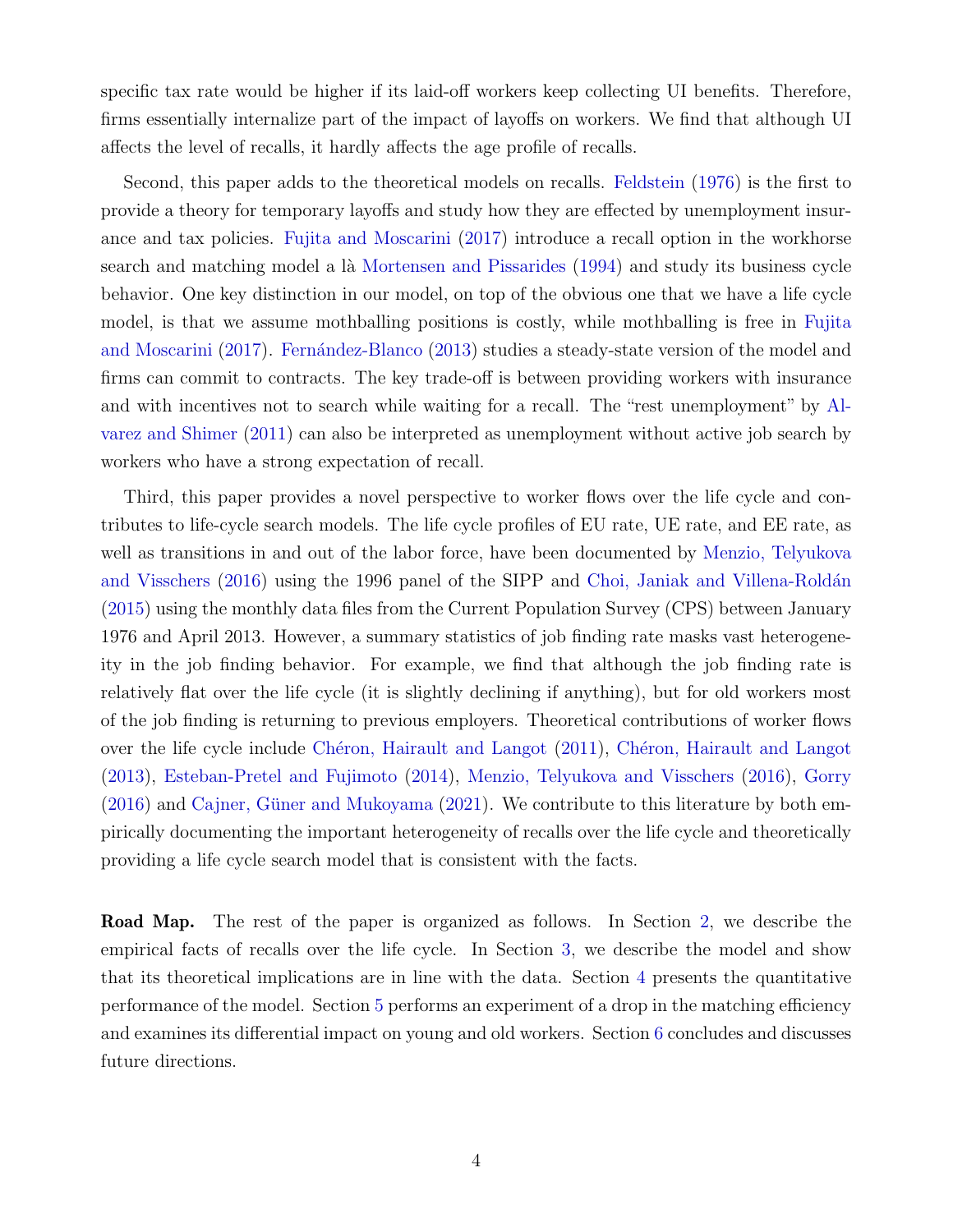specific tax rate would be higher if its laid-off workers keep collecting UI benefits. Therefore, firms essentially internalize part of the impact of layoffs on workers. We find that although UI affects the level of recalls, it hardly affects the age profile of recalls.

Second, this paper adds to the theoretical models on recalls. Feldstein (1976) is the first to provide a theory for temporary layoffs and study how they are effected by unemployment insurance and tax policies. Fujita and Moscarini (2017) introduce a recall option in the workhorse search and matching model a là Mortensen and Pissarides (1994) and study its business cycle behavior. One key distinction in our model, on top of the obvious one that we have a life cycle model, is that we assume mothballing positions is costly, while mothballing is free in Fujita and Moscarini (2017). Fernández-Blanco (2013) studies a steady-state version of the model and firms can commit to contracts. The key trade-off is between providing workers with insurance and with incentives not to search while waiting for a recall. The "rest unemployment" by Alvarez and Shimer (2011) can also be interpreted as unemployment without active job search by workers who have a strong expectation of recall.

Third, this paper provides a novel perspective to worker flows over the life cycle and contributes to life-cycle search models. The life cycle profiles of EU rate, UE rate, and EE rate, as well as transitions in and out of the labor force, have been documented by Menzio, Telyukova and Visschers (2016) using the 1996 panel of the SIPP and Choi, Janiak and Villena-Roldán (2015) using the monthly data files from the Current Population Survey (CPS) between January 1976 and April 2013. However, a summary statistics of job finding rate masks vast heterogeneity in the job finding behavior. For example, we find that although the job finding rate is relatively flat over the life cycle (it is slightly declining if anything), but for old workers most of the job finding is returning to previous employers. Theoretical contributions of worker flows over the life cycle include Chéron, Hairault and Langot (2011), Chéron, Hairault and Langot (2013), Esteban-Pretel and Fujimoto (2014), Menzio, Telyukova and Visschers (2016), Gorry (2016) and Cajner, Güner and Mukoyama (2021). We contribute to this literature by both empirically documenting the important heterogeneity of recalls over the life cycle and theoretically providing a life cycle search model that is consistent with the facts.

**Road Map.** The rest of the paper is organized as follows. In Section 2, we describe the empirical facts of recalls over the life cycle. In Section 3, we describe the model and show that its theoretical implications are in line with the data. Section 4 presents the quantitative performance of the model. Section 5 performs an experiment of a drop in the matching efficiency and examines its differential impact on young and old workers. Section 6 concludes and discusses future directions.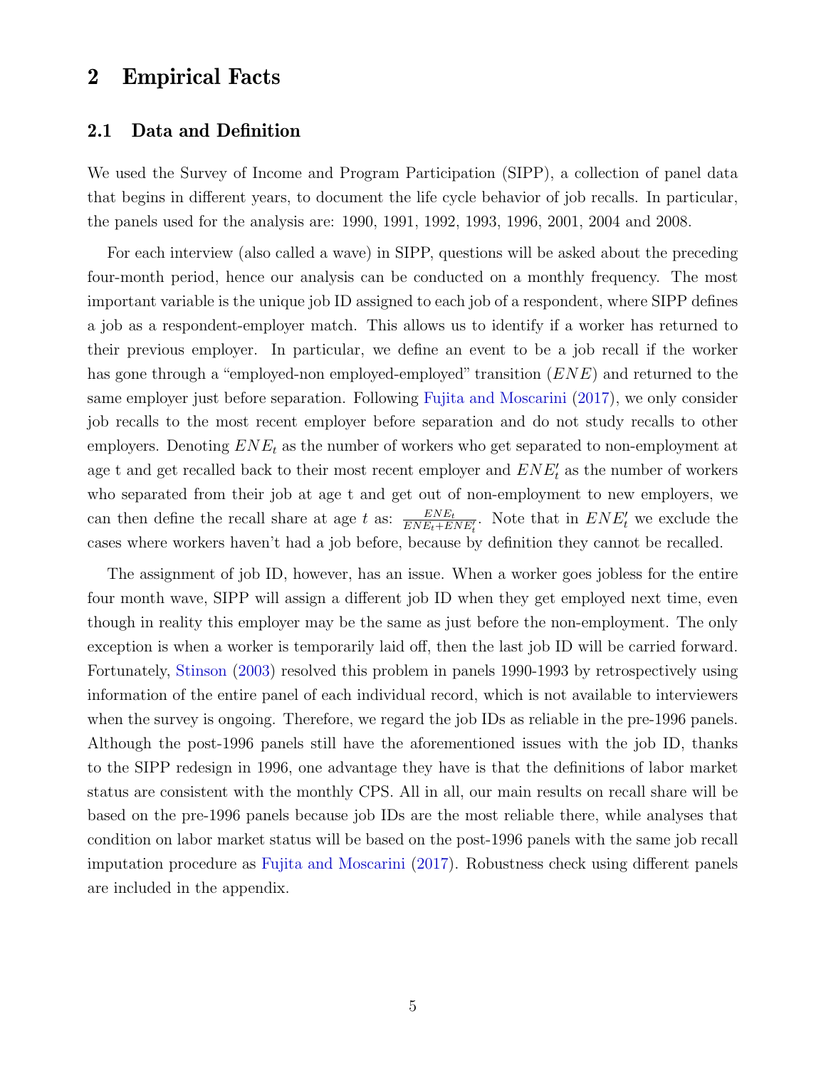# 2 Empirical Facts

## 2.1 Data and Definition

We used the Survey of Income and Program Participation (SIPP), a collection of panel data that begins in different years, to document the life cycle behavior of job recalls. In particular, the panels used for the analysis are: 1990, 1991, 1992, 1993, 1996, 2001, 2004 and 2008.

For each interview (also called a wave) in SIPP, questions will be asked about the preceding four-month period, hence our analysis can be conducted on a monthly frequency. The most important variable is the unique job ID assigned to each job of a respondent, where SIPP defines a job as a respondent-employer match. This allows us to identify if a worker has returned to their previous employer. In particular, we define an event to be a job recall if the worker has gone through a "employed-non employed-employed" transition ($ENE$) and returned to the same employer just before separation. Following Fujita and Moscarini (2017), we only consider job recalls to the most recent employer before separation and do not study recalls to other employers. Denoting $ENE_t$ as the number of workers who get separated to non-employment at age t and get recalled back to their most recent employer and $ENE'_t$ as the number of workers who separated from their job at age t and get out of non-employment to new employers, we can then define the recall share at age $t$ as: $\frac{ENE_t}{ENE_t + ENE'_t}$. Note that in $ENE'_t$ we exclude the cases where workers haven't had a job before, because by definition they cannot be recalled.

The assignment of job ID, however, has an issue. When a worker goes jobless for the entire four month wave, SIPP will assign a different job ID when they get employed next time, even though in reality this employer may be the same as just before the non-employment. The only exception is when a worker is temporarily laid off, then the last job ID will be carried forward. Fortunately, Stinson (2003) resolved this problem in panels 1990-1993 by retrospectively using information of the entire panel of each individual record, which is not available to interviewers when the survey is ongoing. Therefore, we regard the job IDs as reliable in the pre-1996 panels. Although the post-1996 panels still have the aforementioned issues with the job ID, thanks to the SIPP redesign in 1996, one advantage they have is that the definitions of labor market status are consistent with the monthly CPS. All in all, our main results on recall share will be based on the pre-1996 panels because job IDs are the most reliable there, while analyses that condition on labor market status will be based on the post-1996 panels with the same job recall imputation procedure as Fujita and Moscarini (2017). Robustness check using different panels are included in the appendix.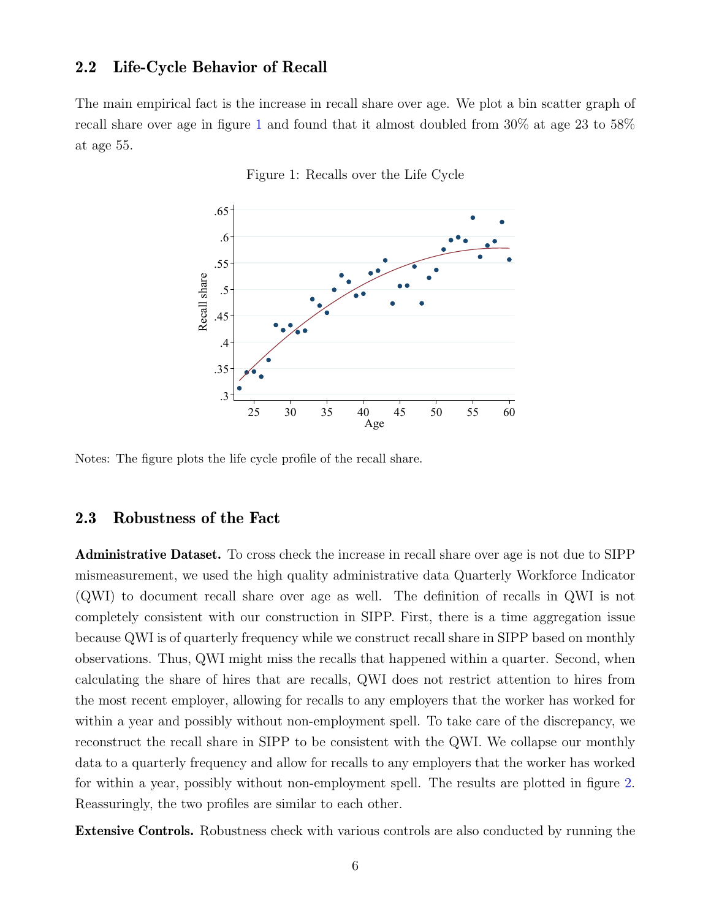### 2.2 Life-Cycle Behavior of Recall

The main empirical fact is the increase in recall share over age. We plot a bin scatter graph of recall share over age in figure 1 and found that it almost doubled from 30% at age 23 to 58% at age 55.

Figure 1: Recalls over the Life Cycle

Notes: The figure plots the life cycle profile of the recall share.

### 2.3 Robustness of the Fact

**Administrative Dataset.** To cross check the increase in recall share over age is not due to SIPP mismeasurement, we used the high quality administrative data Quarterly Workforce Indicator (QWI) to document recall share over age as well. The definition of recalls in QWI is not completely consistent with our construction in SIPP. First, there is a time aggregation issue because QWI is of quarterly frequency while we construct recall share in SIPP based on monthly observations. Thus, QWI might miss the recalls that happened within a quarter. Second, when calculating the share of hires that are recalls, QWI does not restrict attention to hires from the most recent employer, allowing for recalls to any employers that the worker has worked for within a year and possibly without non-employment spell. To take care of the discrepancy, we reconstruct the recall share in SIPP to be consistent with the QWI. We collapse our monthly data to a quarterly frequency and allow for recalls to any employers that the worker has worked for within a year, possibly without non-employment spell. The results are plotted in figure 2. Reassuringly, the two profiles are similar to each other.

**Extensive Controls.** Robustness check with various controls are also conducted by running the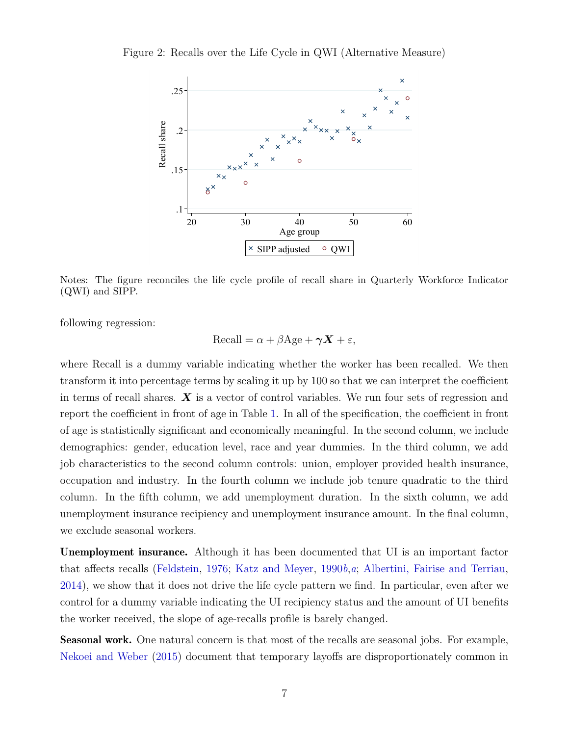Figure 2: Recalls over the Life Cycle in QWI (Alternative Measure)

Notes: The figure reconciles the life cycle profile of recall share in Quarterly Workforce Indicator (QWI) and SIPP.

following regression:

$$\text{Recall} = \alpha + \beta \text{Age} + \boldsymbol{\gamma} \boldsymbol{X} + \varepsilon,$$

where Recall is a dummy variable indicating whether the worker has been recalled. We then transform it into percentage terms by scaling it up by 100 so that we can interpret the coefficient in terms of recall shares. $\boldsymbol{X}$ is a vector of control variables. We run four sets of regression and report the coefficient in front of age in Table 1. In all of the specification, the coefficient in front of age is statistically significant and economically meaningful. In the second column, we include demographics: gender, education level, race and year dummies. In the third column, we add job characteristics to the second column controls: union, employer provided health insurance, occupation and industry. In the fourth column we include job tenure quadratic to the third column. In the fifth column, we add unemployment duration. In the sixth column, we add unemployment insurance recipiency and unemployment insurance amount. In the final column, we exclude seasonal workers.

**Unemployment insurance.** Although it has been documented that UI is an important factor that affects recalls (Feldstein, 1976; Katz and Meyer, 1990*b*,*a*; Albertini, Fairise and Terriau, 2014), we show that it does not drive the life cycle pattern we find. In particular, even after we control for a dummy variable indicating the UI recipiency status and the amount of UI benefits the worker received, the slope of age-recalls profile is barely changed.

**Seasonal work.** One natural concern is that most of the recalls are seasonal jobs. For example, Nekoei and Weber (2015) document that temporary layoffs are disproportionately common in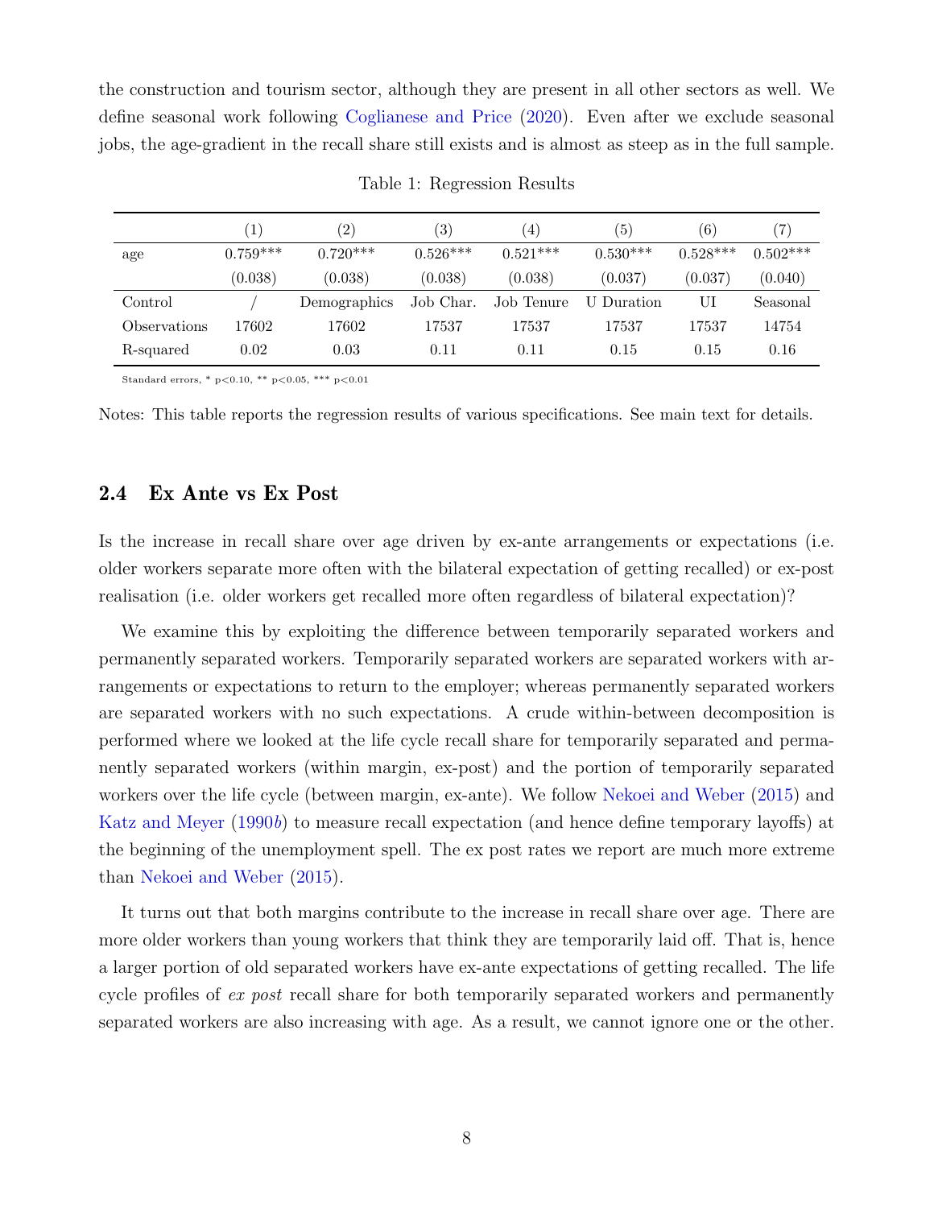the construction and tourism sector, although they are present in all other sectors as well. We define seasonal work following Coglianese and Price (2020). Even after we exclude seasonal jobs, the age-gradient in the recall share still exists and is almost as steep as in the full sample.

Table 1: Regression Results

| | (1) | (2) | (3) | (4) | (5) | (6) | (7) |
|---|---|---|---|---|---|---|---|
| age | 0.759*** | 0.720*** | 0.526*** | 0.521*** | 0.530*** | 0.528*** | 0.502*** |
| | (0.038) | (0.038) | (0.038) | (0.038) | (0.037) | (0.037) | (0.040) |
| Control | / | Demographics | Job Char. | Job Tenure | U Duration | UI | Seasonal |
| Observations | 17602 | 17602 | 17537 | 17537 | 17537 | 17537 | 14754 |
| R-squared | 0.02 | 0.03 | 0.11 | 0.11 | 0.15 | 0.15 | 0.16 |

Standard errors, * p<0.10, ** p<0.05, *** p<0.01

Notes: This table reports the regression results of various specifications. See main text for details.

## 2.4 Ex Ante vs Ex Post

Is the increase in recall share over age driven by ex-ante arrangements or expectations (i.e. older workers separate more often with the bilateral expectation of getting recalled) or ex-post realisation (i.e. older workers get recalled more often regardless of bilateral expectation)?

We examine this by exploiting the difference between temporarily separated workers and permanently separated workers. Temporarily separated workers are separated workers with arrangements or expectations to return to the employer; whereas permanently separated workers are separated workers with no such expectations. A crude within-between decomposition is performed where we looked at the life cycle recall share for temporarily separated and permanently separated workers (within margin, ex-post) and the portion of temporarily separated workers over the life cycle (between margin, ex-ante). We follow Nekoei and Weber (2015) and Katz and Meyer (1990*b*) to measure recall expectation (and hence define temporary layoffs) at the beginning of the unemployment spell. The ex post rates we report are much more extreme than Nekoei and Weber (2015).

It turns out that both margins contribute to the increase in recall share over age. There are more older workers than young workers that think they are temporarily laid off. That is, hence a larger portion of old separated workers have ex-ante expectations of getting recalled. The life cycle profiles of *ex post* recall share for both temporarily separated workers and permanently separated workers are also increasing with age. As a result, we cannot ignore one or the other.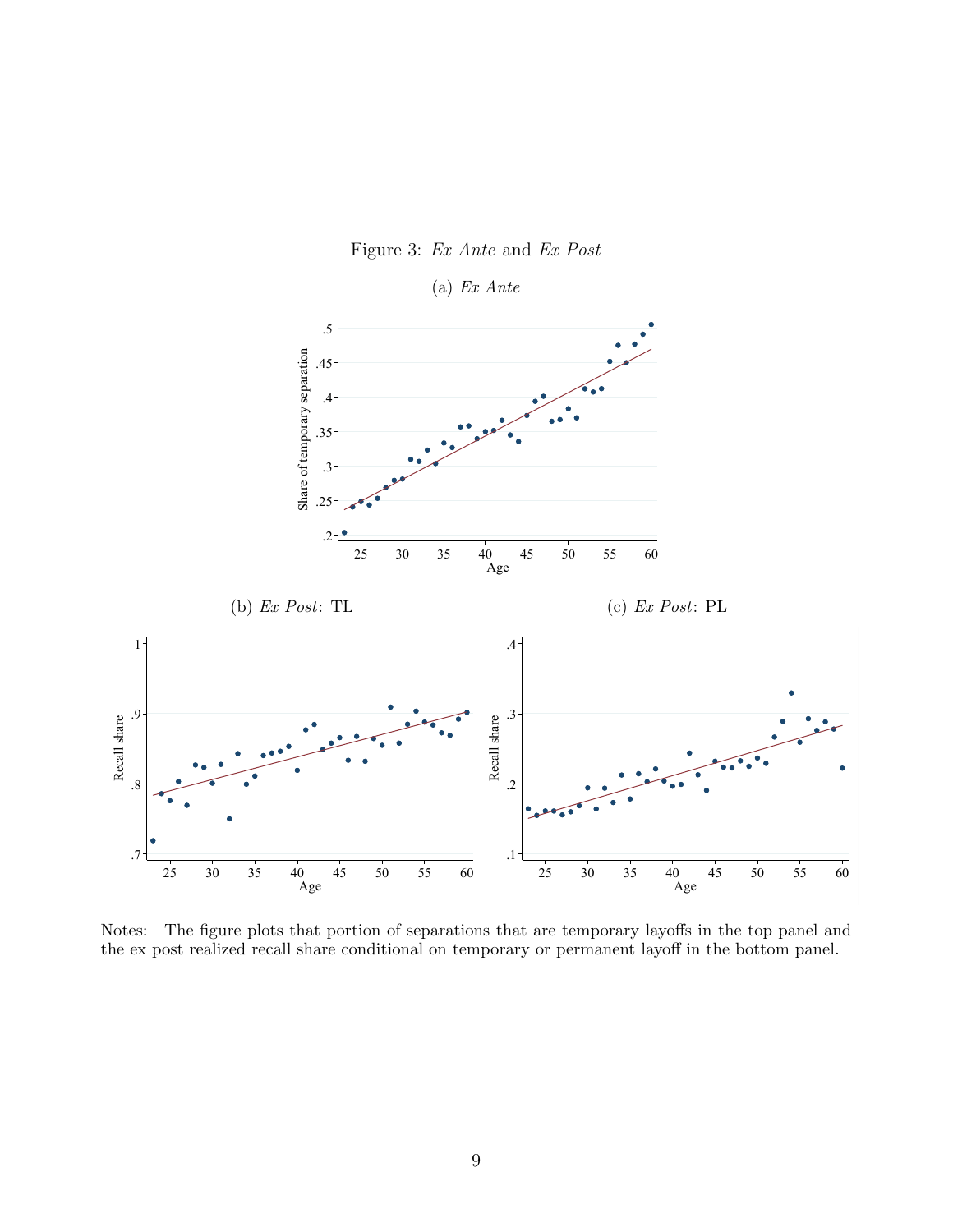Figure 3: *Ex Ante* and *Ex Post*

(a) *Ex Ante*

(b) *Ex Post*: TL

(c) *Ex Post*: PL

Notes: The figure plots that portion of separations that are temporary layoffs in the top panel and the ex post realized recall share conditional on temporary or permanent layoff in the bottom panel.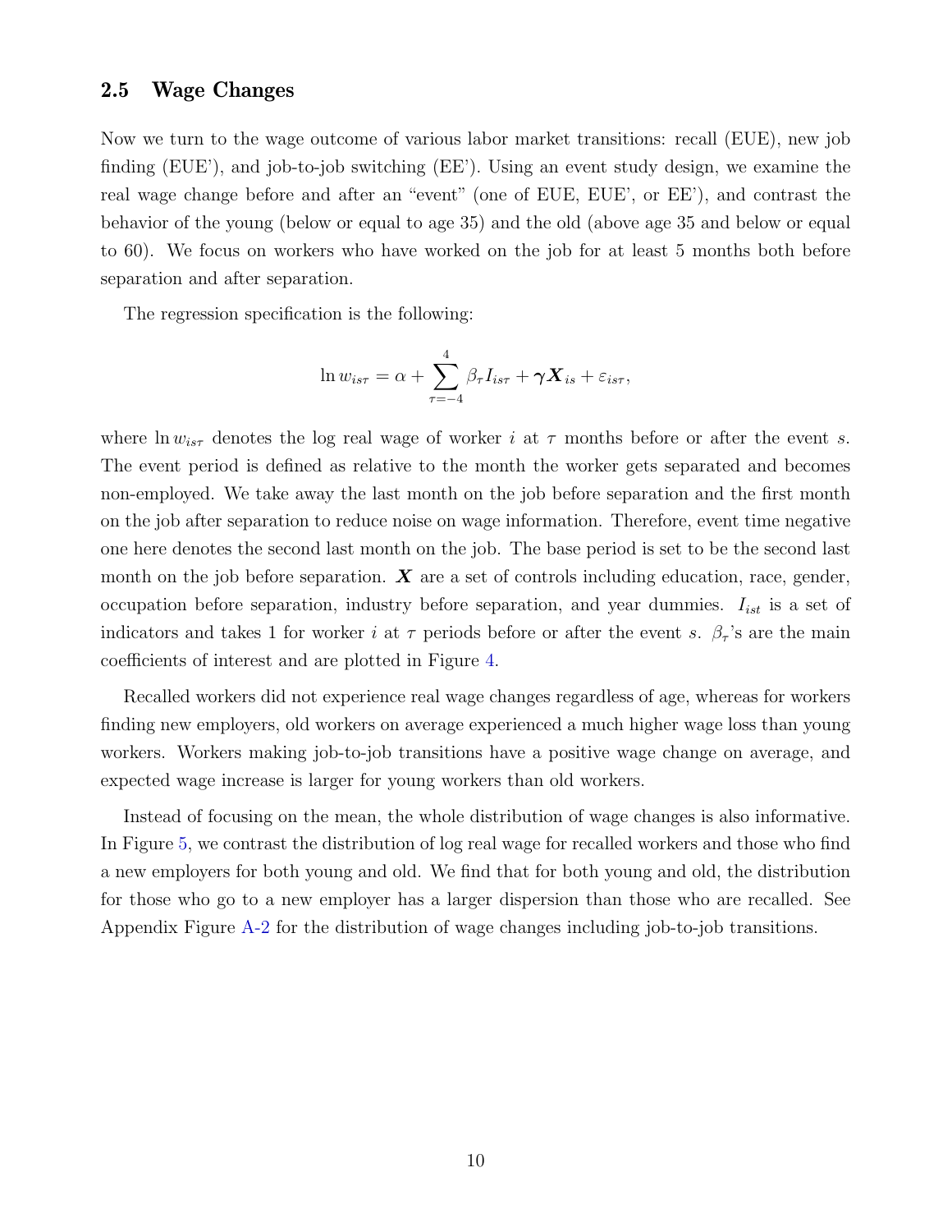## 2.5 Wage Changes

Now we turn to the wage outcome of various labor market transitions: recall (EUE), new job finding (EUE'), and job-to-job switching (EE'). Using an event study design, we examine the real wage change before and after an "event" (one of EUE, EUE', or EE'), and contrast the behavior of the young (below or equal to age 35) and the old (above age 35 and below or equal to 60). We focus on workers who have worked on the job for at least 5 months both before separation and after separation.

The regression specification is the following:

$$\ln w_{is\tau} = \alpha + \sum_{\tau=-4}^{4} \beta_\tau I_{is\tau} + \boldsymbol{\gamma} \boldsymbol{X}_{is} + \varepsilon_{is\tau},$$

where $\ln w_{is\tau}$ denotes the log real wage of worker $i$ at $\tau$ months before or after the event $s$. The event period is defined as relative to the month the worker gets separated and becomes non-employed. We take away the last month on the job before separation and the first month on the job after separation to reduce noise on wage information. Therefore, event time negative one here denotes the second last month on the job. The base period is set to be the second last month on the job before separation. $\boldsymbol{X}$ are a set of controls including education, race, gender, occupation before separation, industry before separation, and year dummies. $I_{ist}$ is a set of indicators and takes 1 for worker $i$ at $\tau$ periods before or after the event $s$. $\beta_\tau$'s are the main coefficients of interest and are plotted in Figure 4.

Recalled workers did not experience real wage changes regardless of age, whereas for workers finding new employers, old workers on average experienced a much higher wage loss than young workers. Workers making job-to-job transitions have a positive wage change on average, and expected wage increase is larger for young workers than old workers.

Instead of focusing on the mean, the whole distribution of wage changes is also informative. In Figure 5, we contrast the distribution of log real wage for recalled workers and those who find a new employers for both young and old. We find that for both young and old, the distribution for those who go to a new employer has a larger dispersion than those who are recalled. See Appendix Figure A-2 for the distribution of wage changes including job-to-job transitions.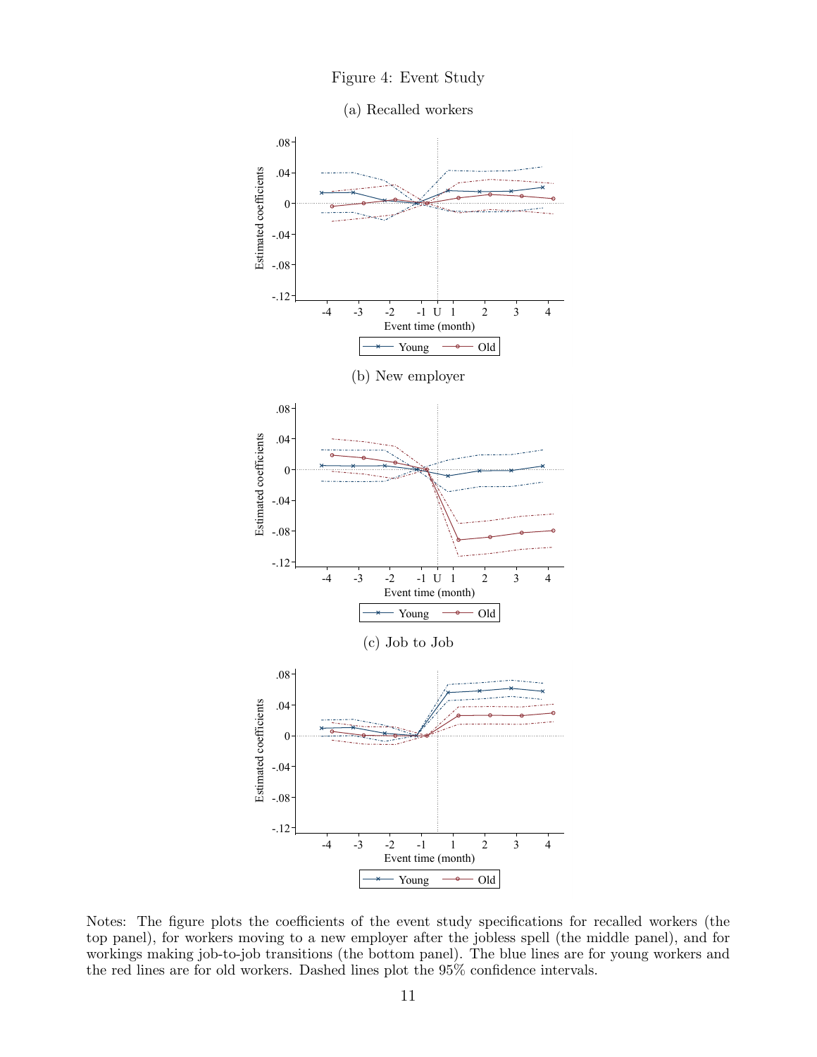Figure 4: Event Study

(a) Recalled workers

(b) New employer

(c) Job to Job

Notes: The figure plots the coefficients of the event study specifications for recalled workers (the top panel), for workers moving to a new employer after the jobless spell (the middle panel), and for workings making job-to-job transitions (the bottom panel). The blue lines are for young workers and the red lines are for old workers. Dashed lines plot the 95% confidence intervals.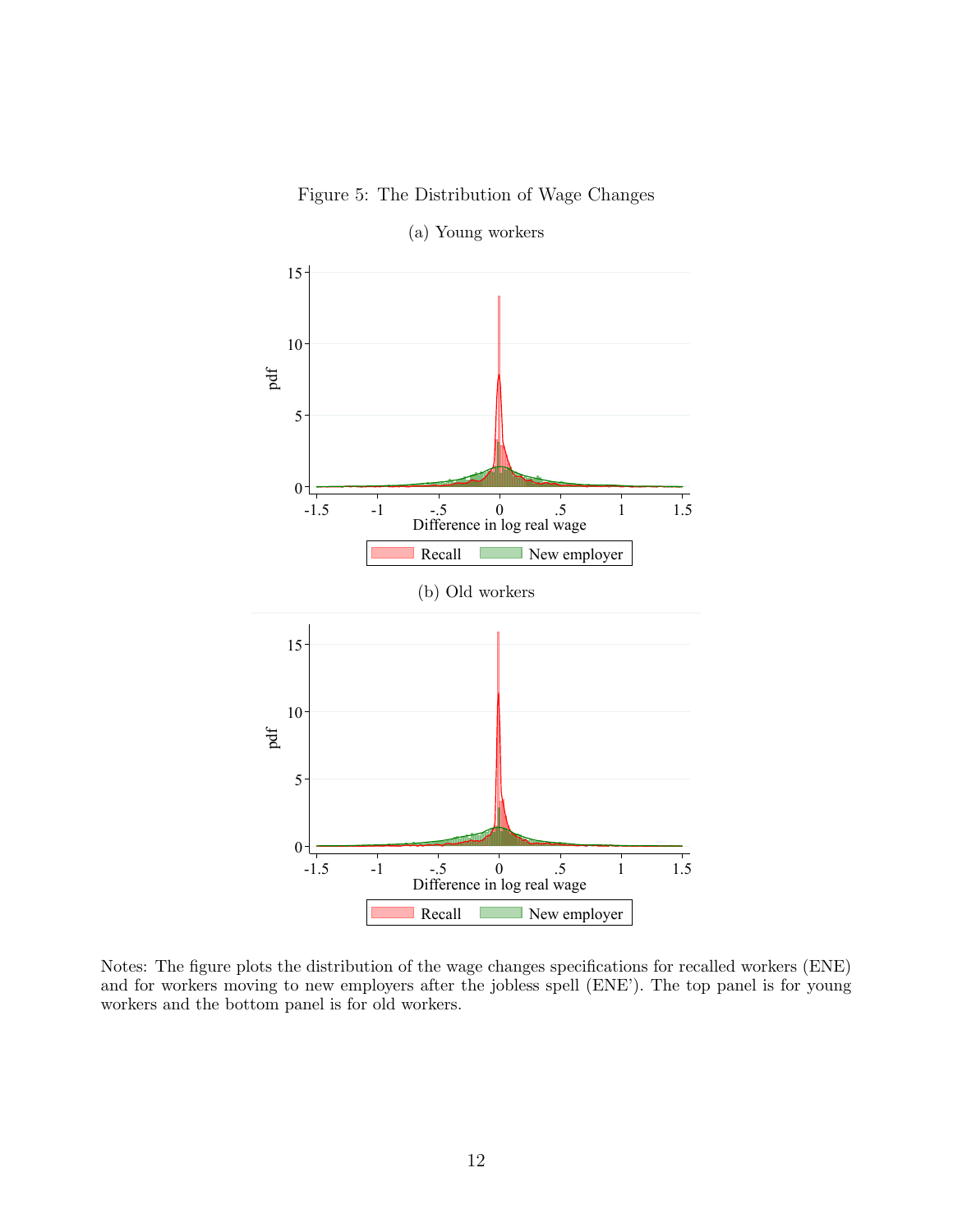Figure 5: The Distribution of Wage Changes

(a) Young workers

(b) Old workers

Notes: The figure plots the distribution of the wage changes specifications for recalled workers (ENE) and for workers moving to new employers after the jobless spell (ENE'). The top panel is for young workers and the bottom panel is for old workers.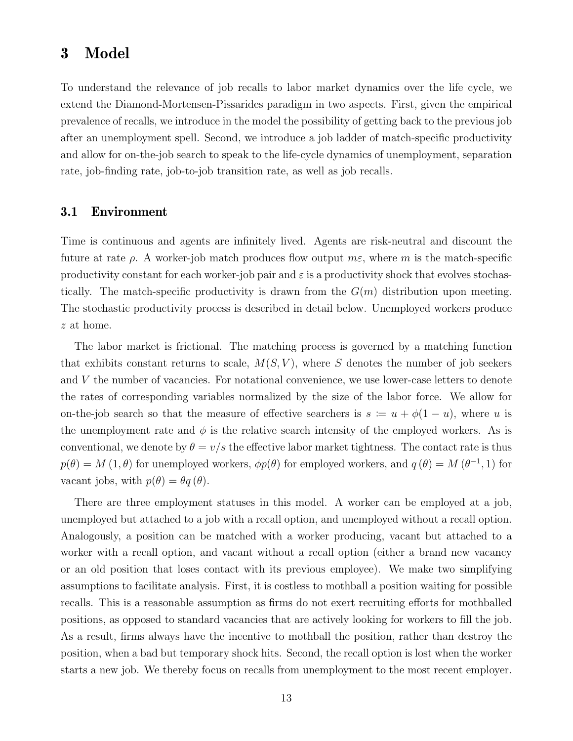# 3 Model

To understand the relevance of job recalls to labor market dynamics over the life cycle, we extend the Diamond-Mortensen-Pissarides paradigm in two aspects. First, given the empirical prevalence of recalls, we introduce in the model the possibility of getting back to the previous job after an unemployment spell. Second, we introduce a job ladder of match-specific productivity and allow for on-the-job search to speak to the life-cycle dynamics of unemployment, separation rate, job-finding rate, job-to-job transition rate, as well as job recalls.

## 3.1 Environment

Time is continuous and agents are infinitely lived. Agents are risk-neutral and discount the future at rate $\rho$. A worker-job match produces flow output $m\varepsilon$, where $m$ is the match-specific productivity constant for each worker-job pair and $\varepsilon$ is a productivity shock that evolves stochastically. The match-specific productivity is drawn from the $G(m)$ distribution upon meeting. The stochastic productivity process is described in detail below. Unemployed workers produce $z$ at home.

The labor market is frictional. The matching process is governed by a matching function that exhibits constant returns to scale, $M(S, V)$, where $S$ denotes the number of job seekers and $V$ the number of vacancies. For notational convenience, we use lower-case letters to denote the rates of corresponding variables normalized by the size of the labor force. We allow for on-the-job search so that the measure of effective searchers is $s := u + \phi(1-u)$, where $u$ is the unemployment rate and $\phi$ is the relative search intensity of the employed workers. As is conventional, we denote by $\theta = v/s$ the effective labor market tightness. The contact rate is thus $p(\theta) = M(1, \theta)$ for unemployed workers, $\phi p(\theta)$ for employed workers, and $q(\theta) = M(\theta^{-1}, 1)$ for vacant jobs, with $p(\theta) = \theta q(\theta)$.

There are three employment statuses in this model. A worker can be employed at a job, unemployed but attached to a job with a recall option, and unemployed without a recall option. Analogously, a position can be matched with a worker producing, vacant but attached to a worker with a recall option, and vacant without a recall option (either a brand new vacancy or an old position that loses contact with its previous employee). We make two simplifying assumptions to facilitate analysis. First, it is costless to mothball a position waiting for possible recalls. This is a reasonable assumption as firms do not exert recruiting efforts for mothballed positions, as opposed to standard vacancies that are actively looking for workers to fill the job. As a result, firms always have the incentive to mothball the position, rather than destroy the position, when a bad but temporary shock hits. Second, the recall option is lost when the worker starts a new job. We thereby focus on recalls from unemployment to the most recent employer.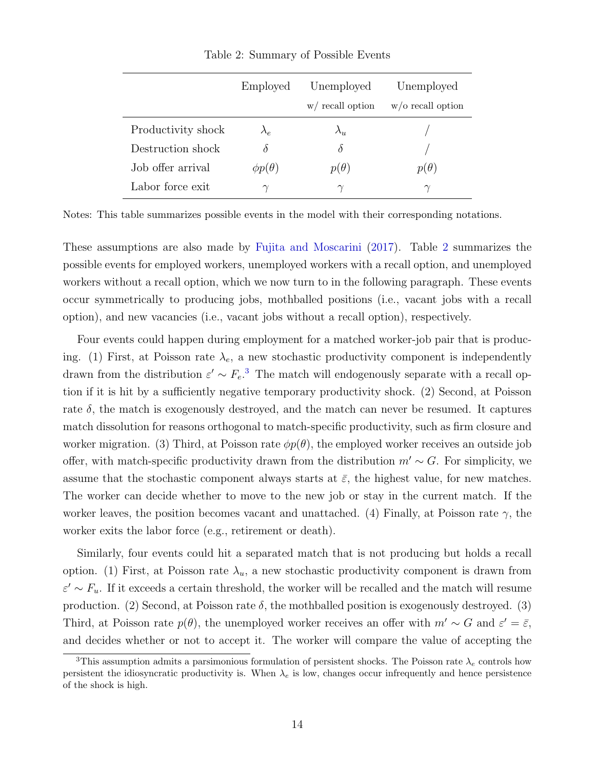Table 2: Summary of Possible Events

| | Employed | Unemployed w/ recall option | Unemployed w/o recall option |
|---|---|---|---|
| Productivity shock | $\lambda_e$ | $\lambda_u$ | / |
| Destruction shock | $\delta$ | $\delta$ | / |
| Job offer arrival | $\phi p(\theta)$ | $p(\theta)$ | $p(\theta)$ |
| Labor force exit | $\gamma$ | $\gamma$ | $\gamma$ |

Notes: This table summarizes possible events in the model with their corresponding notations.

These assumptions are also made by Fujita and Moscarini (2017). Table 2 summarizes the possible events for employed workers, unemployed workers with a recall option, and unemployed workers without a recall option, which we now turn to in the following paragraph. These events occur symmetrically to producing jobs, mothballed positions (i.e., vacant jobs with a recall option), and new vacancies (i.e., vacant jobs without a recall option), respectively.

Four events could happen during employment for a matched worker-job pair that is producing. (1) First, at Poisson rate $\lambda_e$, a new stochastic productivity component is independently drawn from the distribution $\varepsilon' \sim F_e$.[3] The match will endogenously separate with a recall option if it is hit by a sufficiently negative temporary productivity shock. (2) Second, at Poisson rate $\delta$, the match is exogenously destroyed, and the match can never be resumed. It captures match dissolution for reasons orthogonal to match-specific productivity, such as firm closure and worker migration. (3) Third, at Poisson rate $\phi p(\theta)$, the employed worker receives an outside job offer, with match-specific productivity drawn from the distribution $m' \sim G$. For simplicity, we assume that the stochastic component always starts at $\bar{\varepsilon}$, the highest value, for new matches. The worker can decide whether to move to the new job or stay in the current match. If the worker leaves, the position becomes vacant and unattached. (4) Finally, at Poisson rate $\gamma$, the worker exits the labor force (e.g., retirement or death).

Similarly, four events could hit a separated match that is not producing but holds a recall option. (1) First, at Poisson rate $\lambda_u$, a new stochastic productivity component is drawn from $\varepsilon' \sim F_u$. If it exceeds a certain threshold, the worker will be recalled and the match will resume production. (2) Second, at Poisson rate $\delta$, the mothballed position is exogenously destroyed. (3) Third, at Poisson rate $p(\theta)$, the unemployed worker receives an offer with $m' \sim G$ and $\varepsilon' = \bar{\varepsilon}$, and decides whether or not to accept it. The worker will compare the value of accepting the

[3] This assumption admits a parsimonious formulation of persistent shocks. The Poisson rate $\lambda_e$ controls how persistent the idiosyncratic productivity is. When $\lambda_e$ is low, changes occur infrequently and hence persistence of the shock is high.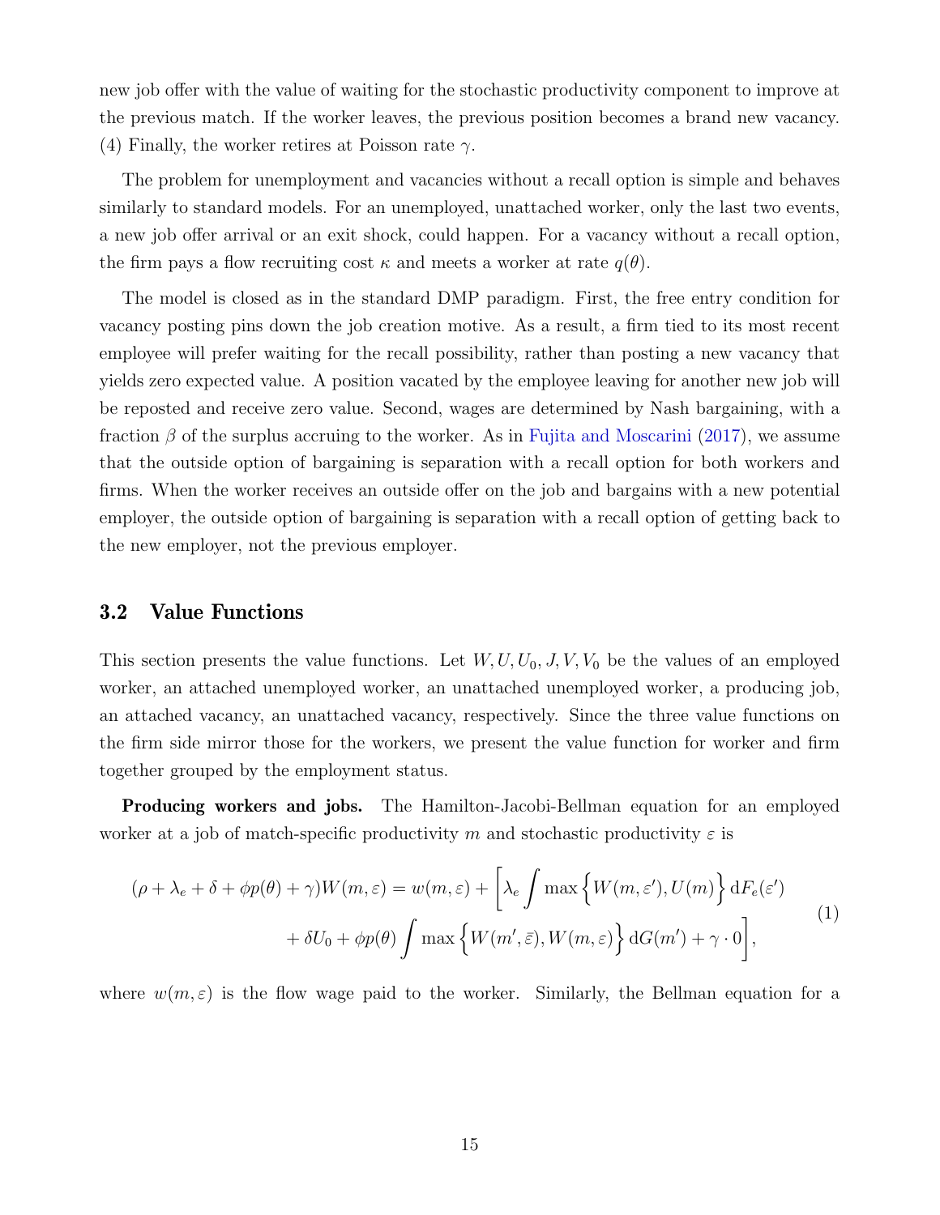new job offer with the value of waiting for the stochastic productivity component to improve at the previous match. If the worker leaves, the previous position becomes a brand new vacancy. (4) Finally, the worker retires at Poisson rate $\gamma$.

The problem for unemployment and vacancies without a recall option is simple and behaves similarly to standard models. For an unemployed, unattached worker, only the last two events, a new job offer arrival or an exit shock, could happen. For a vacancy without a recall option, the firm pays a flow recruiting cost $\kappa$ and meets a worker at rate $q(\theta)$.

The model is closed as in the standard DMP paradigm. First, the free entry condition for vacancy posting pins down the job creation motive. As a result, a firm tied to its most recent employee will prefer waiting for the recall possibility, rather than posting a new vacancy that yields zero expected value. A position vacated by the employee leaving for another new job will be reposted and receive zero value. Second, wages are determined by Nash bargaining, with a fraction $\beta$ of the surplus accruing to the worker. As in Fujita and Moscarini (2017), we assume that the outside option of bargaining is separation with a recall option for both workers and firms. When the worker receives an outside offer on the job and bargains with a new potential employer, the outside option of bargaining is separation with a recall option of getting back to the new employer, not the previous employer.

## 3.2 Value Functions

This section presents the value functions. Let $W, U, U_0, J, V, V_0$ be the values of an employed worker, an attached unemployed worker, an unattached unemployed worker, a producing job, an attached vacancy, an unattached vacancy, respectively. Since the three value functions on the firm side mirror those for the workers, we present the value function for worker and firm together grouped by the employment status.

**Producing workers and jobs.** The Hamilton-Jacobi-Bellman equation for an employed worker at a job of match-specific productivity $m$ and stochastic productivity $\varepsilon$ is

$$
\begin{aligned}
(\rho + \lambda_e + \delta + \phi p(\theta) + \gamma) W(m, \varepsilon) = w(m, \varepsilon) + \Big[ \lambda_e \int \max \Big\{ W(m, \varepsilon'), U(m) \Big\} \, \mathrm{d}F_e(\varepsilon') \\
+ \delta U_0 + \phi p(\theta) \int \max \Big\{ W(m', \bar{\varepsilon}), W(m, \varepsilon) \Big\} \, \mathrm{d}G(m') + \gamma \cdot 0 \Big],
\end{aligned} \tag{1}
$$

where $w(m, \varepsilon)$ is the flow wage paid to the worker. Similarly, the Bellman equation for a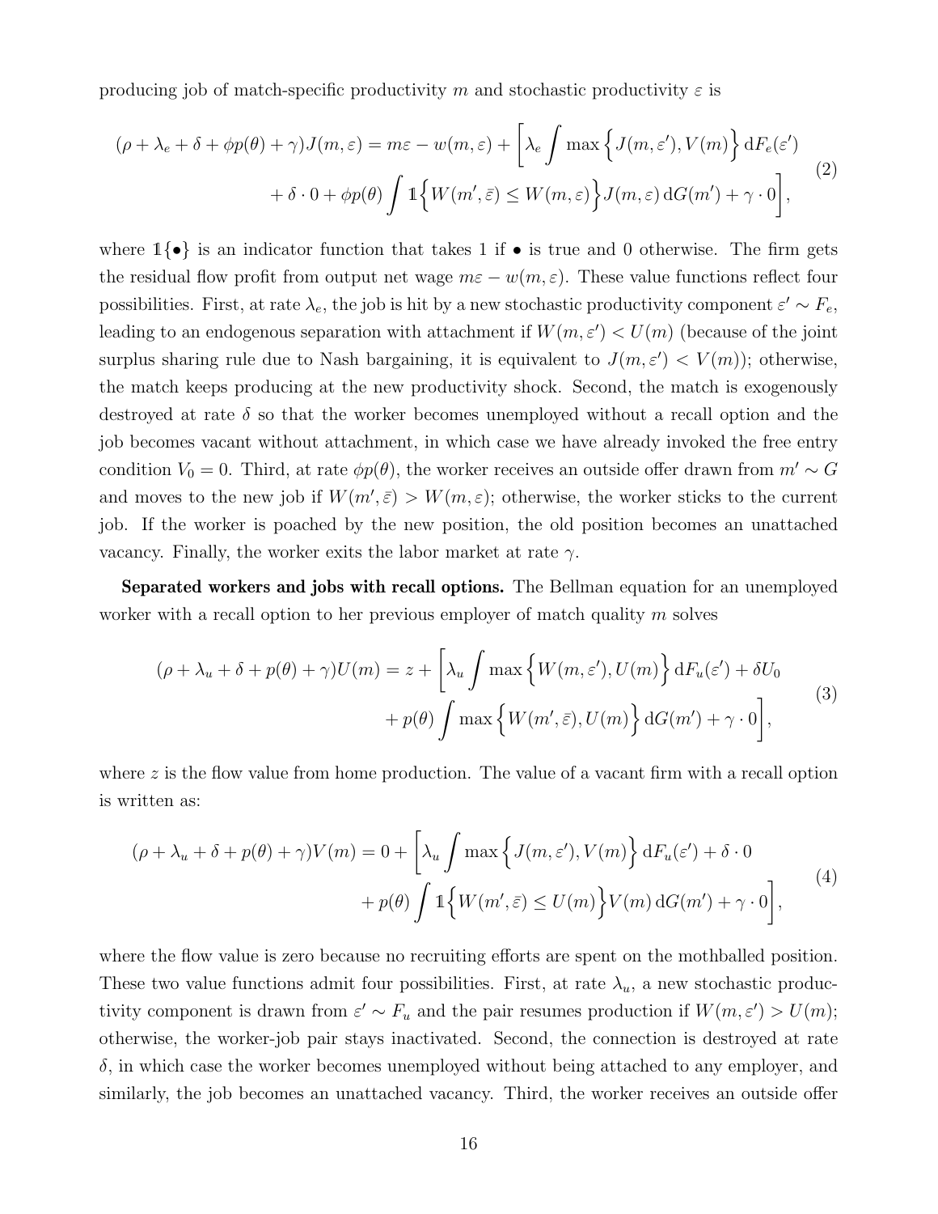producing job of match-specific productivity $m$ and stochastic productivity $\varepsilon$ is

$$
\begin{aligned}
(\rho + \lambda_e + \delta + \phi p(\theta) + \gamma) J(m, \varepsilon) = m\varepsilon - w(m, \varepsilon) + \bigg[ \lambda_e \int \max\Big\{ J(m, \varepsilon'), V(m) \Big\} \, \mathrm{d}F_e(\varepsilon') \\
+ \delta \cdot 0 + \phi p(\theta) \int \mathbb{1}\Big\{ W(m', \bar{\varepsilon}) \leq W(m, \varepsilon) \Big\} J(m, \varepsilon) \, \mathrm{d}G(m') + \gamma \cdot 0 \bigg],
\end{aligned}
\tag{2}
$$

where $\mathbb{1}\{\bullet\}$ is an indicator function that takes 1 if $\bullet$ is true and 0 otherwise. The firm gets the residual flow profit from output net wage $m\varepsilon - w(m, \varepsilon)$. These value functions reflect four possibilities. First, at rate $\lambda_e$, the job is hit by a new stochastic productivity component $\varepsilon' \sim F_e$, leading to an endogenous separation with attachment if $W(m, \varepsilon') < U(m)$ (because of the joint surplus sharing rule due to Nash bargaining, it is equivalent to $J(m, \varepsilon') < V(m)$); otherwise, the match keeps producing at the new productivity shock. Second, the match is exogenously destroyed at rate $\delta$ so that the worker becomes unemployed without a recall option and the job becomes vacant without attachment, in which case we have already invoked the free entry condition $V_0 = 0$. Third, at rate $\phi p(\theta)$, the worker receives an outside offer drawn from $m' \sim G$ and moves to the new job if $W(m', \bar{\varepsilon}) > W(m, \varepsilon)$; otherwise, the worker sticks to the current job. If the worker is poached by the new position, the old position becomes an unattached vacancy. Finally, the worker exits the labor market at rate $\gamma$.

**Separated workers and jobs with recall options.** The Bellman equation for an unemployed worker with a recall option to her previous employer of match quality $m$ solves

$$
\begin{aligned}
(\rho + \lambda_u + \delta + p(\theta) + \gamma) U(m) = z + \bigg[ \lambda_u \int \max\Big\{ W(m, \varepsilon'), U(m) \Big\} \, \mathrm{d}F_u(\varepsilon') + \delta U_0 \\
+ p(\theta) \int \max\Big\{ W(m', \bar{\varepsilon}), U(m) \Big\} \, \mathrm{d}G(m') + \gamma \cdot 0 \bigg],
\end{aligned}
\tag{3}
$$

where $z$ is the flow value from home production. The value of a vacant firm with a recall option is written as:

$$
\begin{aligned}
(\rho + \lambda_u + \delta + p(\theta) + \gamma) V(m) = 0 + \bigg[ \lambda_u \int \max\Big\{ J(m, \varepsilon'), V(m) \Big\} \, \mathrm{d}F_u(\varepsilon') + \delta \cdot 0 \\
+ p(\theta) \int \mathbb{1}\Big\{ W(m', \bar{\varepsilon}) \leq U(m) \Big\} V(m) \, \mathrm{d}G(m') + \gamma \cdot 0 \bigg],
\end{aligned}
\tag{4}
$$

where the flow value is zero because no recruiting efforts are spent on the mothballed position. These two value functions admit four possibilities. First, at rate $\lambda_u$, a new stochastic productivity component is drawn from $\varepsilon' \sim F_u$ and the pair resumes production if $W(m, \varepsilon') > U(m)$; otherwise, the worker-job pair stays inactivated. Second, the connection is destroyed at rate $\delta$, in which case the worker becomes unemployed without being attached to any employer, and similarly, the job becomes an unattached vacancy. Third, the worker receives an outside offer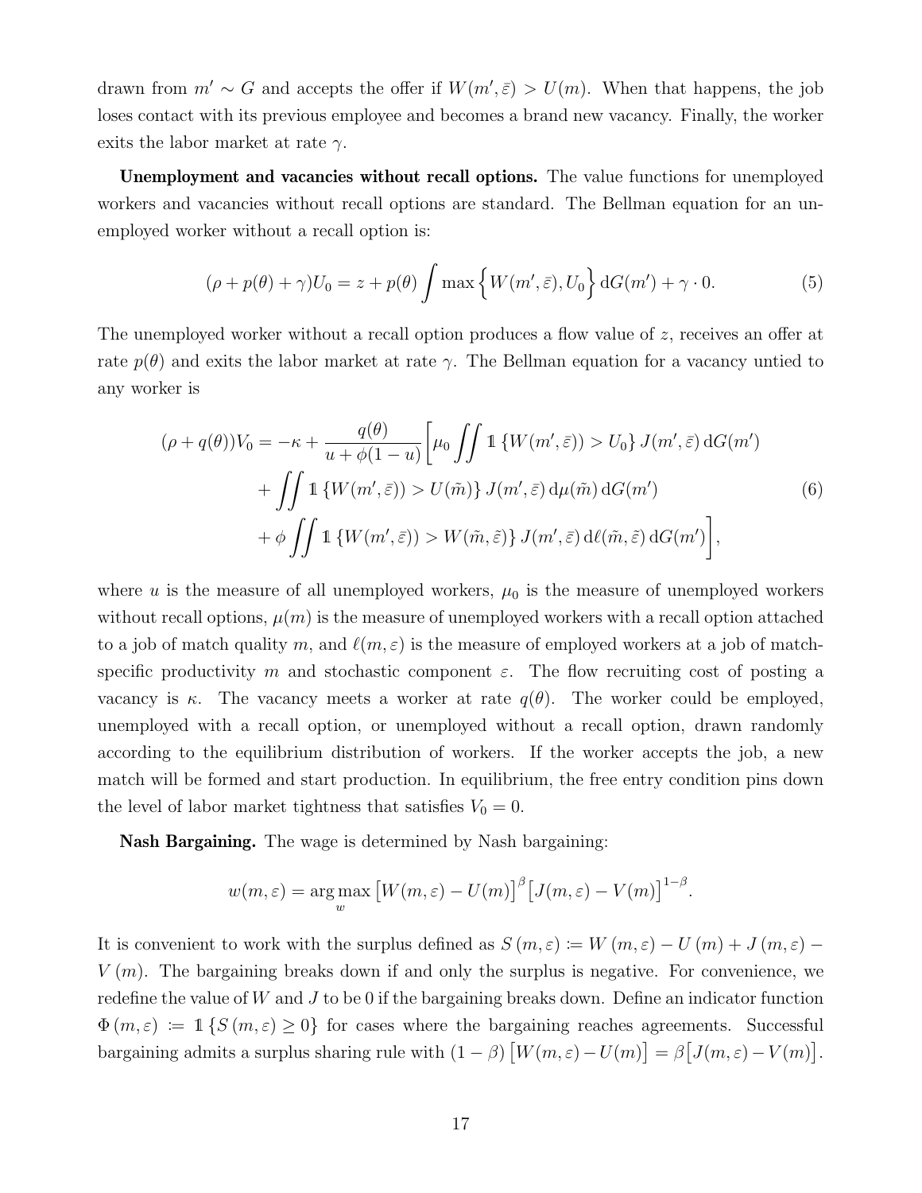drawn from $m' \sim G$ and accepts the offer if $W(m', \bar{\varepsilon}) > U(m)$. When that happens, the job loses contact with its previous employee and becomes a brand new vacancy. Finally, the worker exits the labor market at rate $\gamma$.

**Unemployment and vacancies without recall options.** The value functions for unemployed workers and vacancies without recall options are standard. The Bellman equation for an unemployed worker without a recall option is:

$$(\rho + p(\theta) + \gamma)U_0 = z + p(\theta) \int \max\Big\{W(m', \bar{\varepsilon}), U_0\Big\} \, \mathrm{d}G(m') + \gamma \cdot 0. \tag{5}$$

The unemployed worker without a recall option produces a flow value of $z$, receives an offer at rate $p(\theta)$ and exits the labor market at rate $\gamma$. The Bellman equation for a vacancy untied to any worker is

$$\begin{aligned}(\rho + q(\theta))V_0 = -\kappa + \frac{q(\theta)}{u + \phi(1-u)} \Bigg[ & \mu_0 \iint \mathbb{1}\left\{W(m', \bar{\varepsilon})) > U_0\right\} J(m', \bar{\varepsilon}) \, \mathrm{d}G(m') \\ & + \iint \mathbb{1}\left\{W(m', \bar{\varepsilon})) > U(\tilde{m})\right\} J(m', \bar{\varepsilon}) \, \mathrm{d}\mu(\tilde{m}) \, \mathrm{d}G(m') \\ & + \phi \iint \mathbb{1}\left\{W(m', \bar{\varepsilon})) > W(\tilde{m}, \tilde{\varepsilon})\right\} J(m', \bar{\varepsilon}) \, \mathrm{d}\ell(\tilde{m}, \tilde{\varepsilon}) \, \mathrm{d}G(m') \Bigg],\end{aligned} \tag{6}$$

where $u$ is the measure of all unemployed workers, $\mu_0$ is the measure of unemployed workers without recall options, $\mu(m)$ is the measure of unemployed workers with a recall option attached to a job of match quality $m$, and $\ell(m, \varepsilon)$ is the measure of employed workers at a job of match-specific productivity $m$ and stochastic component $\varepsilon$. The flow recruiting cost of posting a vacancy is $\kappa$. The vacancy meets a worker at rate $q(\theta)$. The worker could be employed, unemployed with a recall option, or unemployed without a recall option, drawn randomly according to the equilibrium distribution of workers. If the worker accepts the job, a new match will be formed and start production. In equilibrium, the free entry condition pins down the level of labor market tightness that satisfies $V_0 = 0$.

**Nash Bargaining.** The wage is determined by Nash bargaining:

$$w(m, \varepsilon) = \arg\max_{w} \big[W(m, \varepsilon) - U(m)\big]^{\beta} \big[J(m, \varepsilon) - V(m)\big]^{1-\beta}.$$

It is convenient to work with the surplus defined as $S(m, \varepsilon) \coloneqq W(m, \varepsilon) - U(m) + J(m, \varepsilon) - V(m)$. The bargaining breaks down if and only the surplus is negative. For convenience, we redefine the value of $W$ and $J$ to be 0 if the bargaining breaks down. Define an indicator function $\Phi(m, \varepsilon) \coloneqq \mathbb{1}\{S(m, \varepsilon) \geq 0\}$ for cases where the bargaining reaches agreements. Successful bargaining admits a surplus sharing rule with $(1 - \beta)\big[W(m, \varepsilon) - U(m)\big] = \beta\big[J(m, \varepsilon) - V(m)\big]$.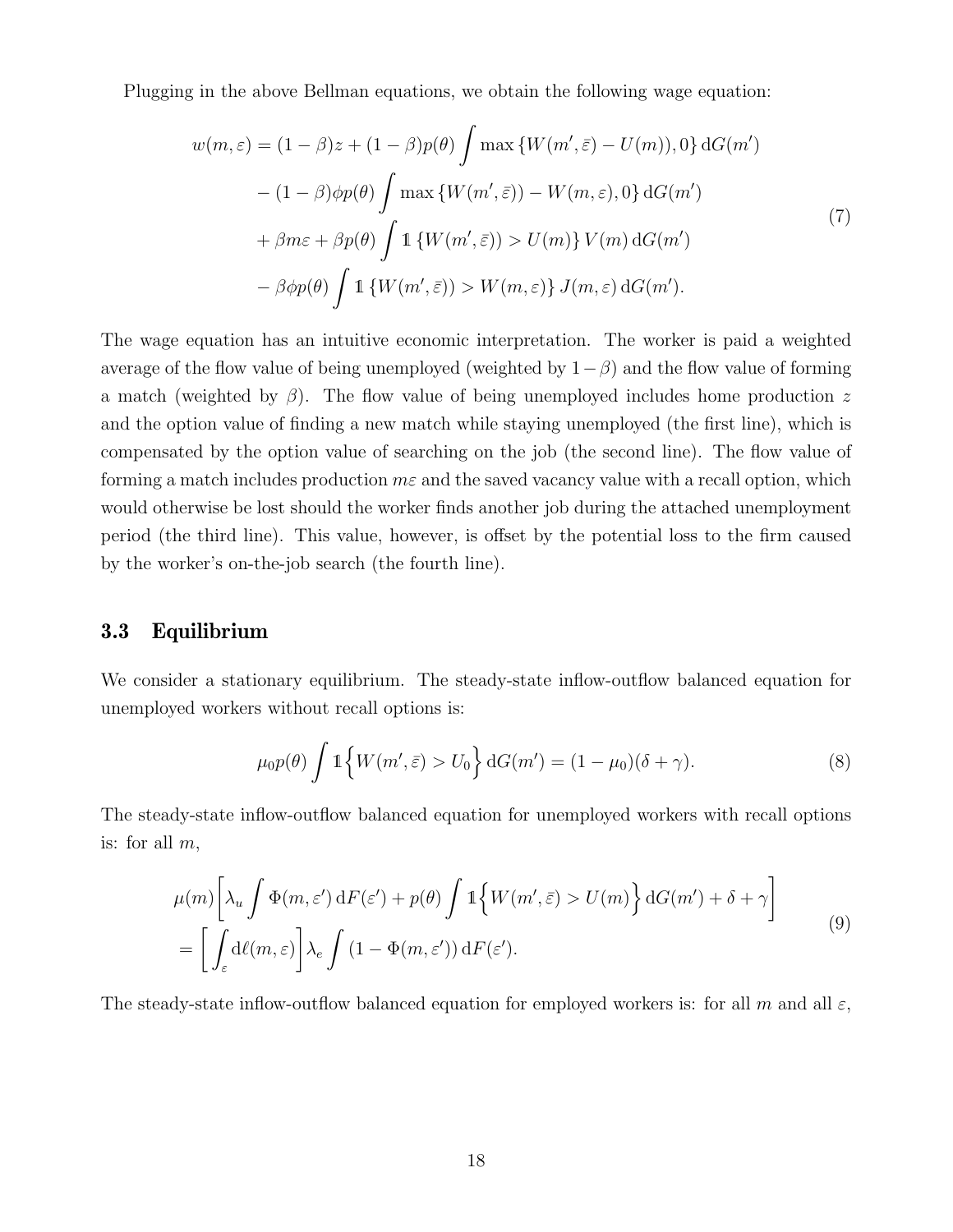Plugging in the above Bellman equations, we obtain the following wage equation:

$$
\begin{aligned}
w(m,\varepsilon) = {} & (1-\beta)z + (1-\beta)p(\theta)\int \max\{W(m',\bar{\varepsilon}) - U(m)), 0\}\,\mathrm{d}G(m') \\
& - (1-\beta)\phi p(\theta)\int \max\{W(m',\bar{\varepsilon})) - W(m,\varepsilon), 0\}\,\mathrm{d}G(m') \\
& + \beta m\varepsilon + \beta p(\theta)\int \mathbb{1}\{W(m',\bar{\varepsilon})) > U(m)\}\, V(m)\,\mathrm{d}G(m') \\
& - \beta\phi p(\theta)\int \mathbb{1}\{W(m',\bar{\varepsilon})) > W(m,\varepsilon)\}\, J(m,\varepsilon)\,\mathrm{d}G(m').
\end{aligned}
\tag{7}
$$

The wage equation has an intuitive economic interpretation. The worker is paid a weighted average of the flow value of being unemployed (weighted by $1-\beta$) and the flow value of forming a match (weighted by $\beta$). The flow value of being unemployed includes home production $z$ and the option value of finding a new match while staying unemployed (the first line), which is compensated by the option value of searching on the job (the second line). The flow value of forming a match includes production $m\varepsilon$ and the saved vacancy value with a recall option, which would otherwise be lost should the worker finds another job during the attached unemployment period (the third line). This value, however, is offset by the potential loss to the firm caused by the worker's on-the-job search (the fourth line).

### 3.3 Equilibrium

We consider a stationary equilibrium. The steady-state inflow-outflow balanced equation for unemployed workers without recall options is:

$$
\mu_0 p(\theta)\int \mathbb{1}\Big\{W(m',\bar{\varepsilon}) > U_0\Big\}\,\mathrm{d}G(m') = (1-\mu_0)(\delta+\gamma). \tag{8}
$$

The steady-state inflow-outflow balanced equation for unemployed workers with recall options is: for all $m$,

$$
\begin{aligned}
& \mu(m)\bigg[\lambda_u \int \Phi(m,\varepsilon')\,\mathrm{d}F(\varepsilon') + p(\theta)\int \mathbb{1}\Big\{W(m',\bar{\varepsilon}) > U(m)\Big\}\,\mathrm{d}G(m') + \delta + \gamma\bigg] \\
& = \bigg[\int_{\varepsilon} \mathrm{d}\ell(m,\varepsilon)\bigg]\lambda_e \int (1-\Phi(m,\varepsilon'))\,\mathrm{d}F(\varepsilon').
\end{aligned}
\tag{9}
$$

The steady-state inflow-outflow balanced equation for employed workers is: for all $m$ and all $\varepsilon$,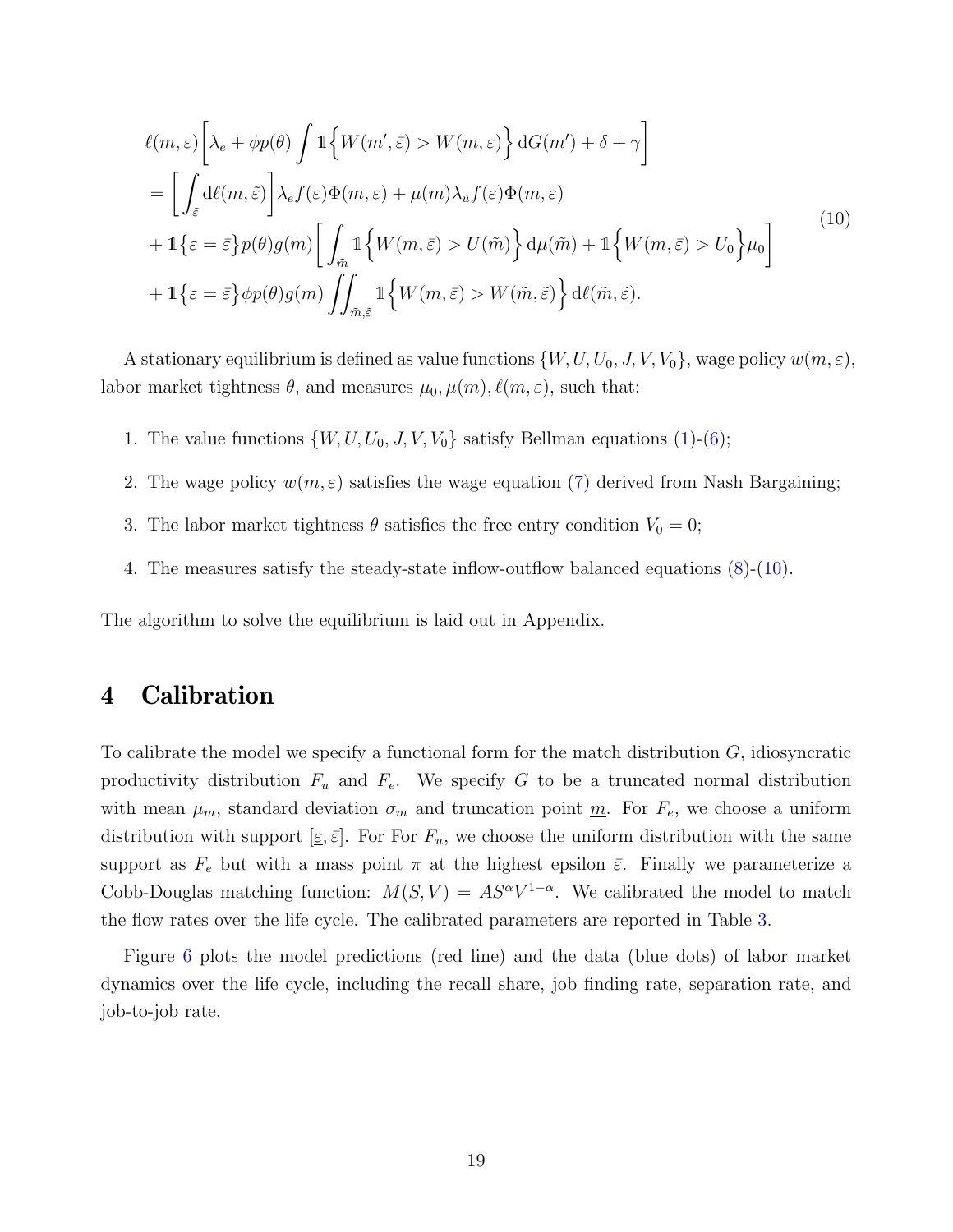$$
\begin{aligned}
&\ell(m,\varepsilon)\bigg[\lambda_e + \phi p(\theta)\int \mathbb{1}\Big\{W(m',\bar{\varepsilon}) > W(m,\varepsilon)\Big\}\,\mathrm{d}G(m') + \delta + \gamma\bigg] \\
&= \bigg[\int_{\tilde{\varepsilon}} \mathrm{d}\ell(m,\tilde{\varepsilon})\bigg]\lambda_e f(\varepsilon)\Phi(m,\varepsilon) + \mu(m)\lambda_u f(\varepsilon)\Phi(m,\varepsilon) \\
&+ \mathbb{1}\{\varepsilon = \bar{\varepsilon}\}p(\theta)g(m)\bigg[\int_{\tilde{m}} \mathbb{1}\Big\{W(m,\bar{\varepsilon}) > U(\tilde{m})\Big\}\,\mathrm{d}\mu(\tilde{m}) + \mathbb{1}\Big\{W(m,\bar{\varepsilon}) > U_0\Big\}\mu_0\bigg] \\
&+ \mathbb{1}\{\varepsilon = \bar{\varepsilon}\}\phi p(\theta)g(m)\iint_{\tilde{m},\tilde{\varepsilon}} \mathbb{1}\Big\{W(m,\bar{\varepsilon}) > W(\tilde{m},\tilde{\varepsilon})\Big\}\,\mathrm{d}\ell(\tilde{m},\tilde{\varepsilon}).
\end{aligned}
\tag{10}
$$

A stationary equilibrium is defined as value functions $\{W, U, U_0, J, V, V_0\}$, wage policy $w(m,\varepsilon)$, labor market tightness $\theta$, and measures $\mu_0, \mu(m), \ell(m,\varepsilon)$, such that:

1. The value functions $\{W, U, U_0, J, V, V_0\}$ satisfy Bellman equations (1)-(6);
2. The wage policy $w(m,\varepsilon)$ satisfies the wage equation (7) derived from Nash Bargaining;
3. The labor market tightness $\theta$ satisfies the free entry condition $V_0 = 0$;
4. The measures satisfy the steady-state inflow-outflow balanced equations (8)-(10).

The algorithm to solve the equilibrium is laid out in Appendix.

# 4 Calibration

To calibrate the model we specify a functional form for the match distribution $G$, idiosyncratic productivity distribution $F_u$ and $F_e$. We specify $G$ to be a truncated normal distribution with mean $\mu_m$, standard deviation $\sigma_m$ and truncation point $\underline{m}$. For $F_e$, we choose a uniform distribution with support $[\underline{\varepsilon}, \bar{\varepsilon}]$. For For $F_u$, we choose the uniform distribution with the same support as $F_e$ but with a mass point $\pi$ at the highest epsilon $\bar{\varepsilon}$. Finally we parameterize a Cobb-Douglas matching function: $M(S,V) = AS^{\alpha}V^{1-\alpha}$. We calibrated the model to match the flow rates over the life cycle. The calibrated parameters are reported in Table 3.

Figure 6 plots the model predictions (red line) and the data (blue dots) of labor market dynamics over the life cycle, including the recall share, job finding rate, separation rate, and job-to-job rate.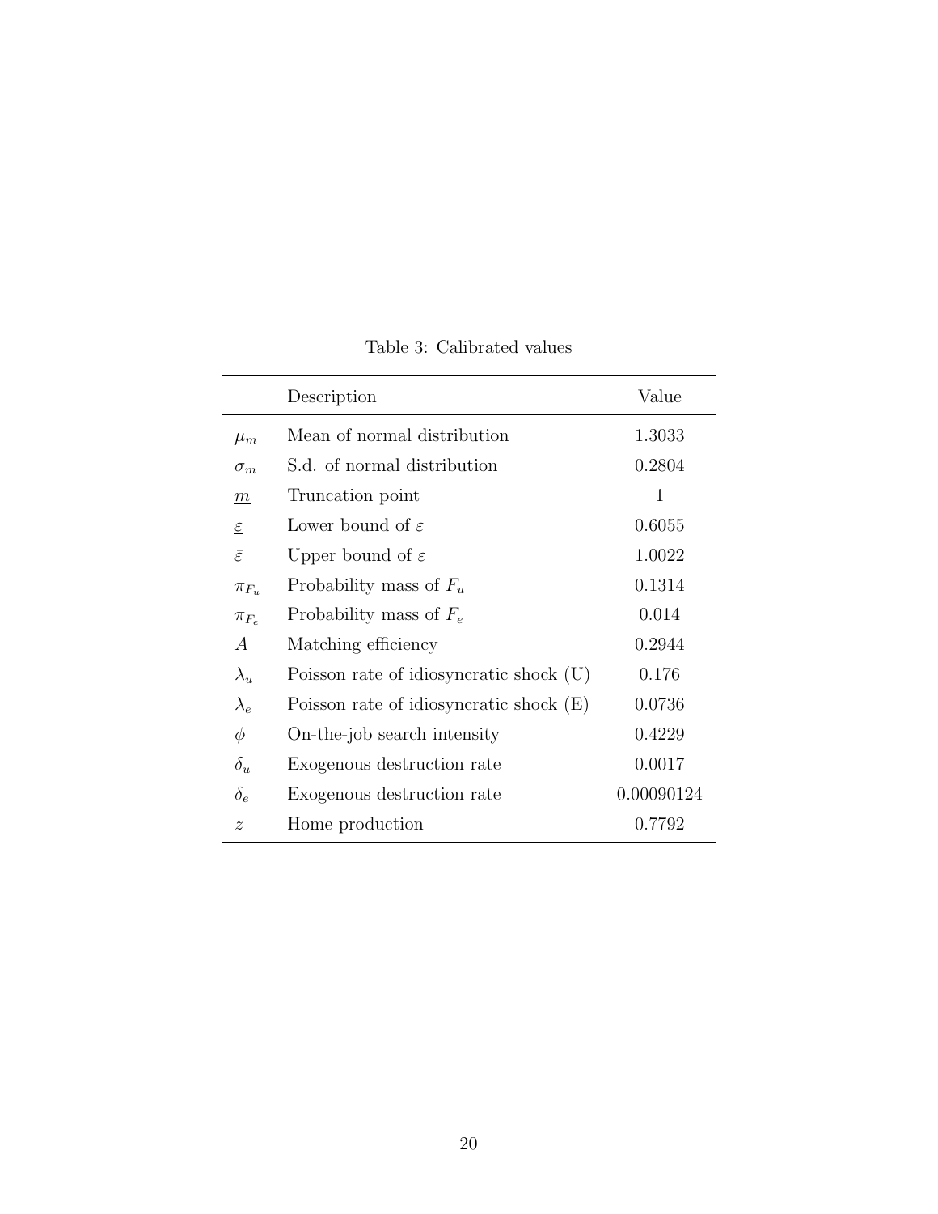Table 3: Calibrated values

| | Description | Value |
|---|---|---|
| $\mu_m$ | Mean of normal distribution | 1.3033 |
| $\sigma_m$ | S.d. of normal distribution | 0.2804 |
| $\underline{m}$ | Truncation point | 1 |
| $\underline{\varepsilon}$ | Lower bound of $\varepsilon$ | 0.6055 |
| $\bar{\varepsilon}$ | Upper bound of $\varepsilon$ | 1.0022 |
| $\pi_{F_u}$ | Probability mass of $F_u$ | 0.1314 |
| $\pi_{F_e}$ | Probability mass of $F_e$ | 0.014 |
| $A$ | Matching efficiency | 0.2944 |
| $\lambda_u$ | Poisson rate of idiosyncratic shock (U) | 0.176 |
| $\lambda_e$ | Poisson rate of idiosyncratic shock (E) | 0.0736 |
| $\phi$ | On-the-job search intensity | 0.4229 |
| $\delta_u$ | Exogenous destruction rate | 0.0017 |
| $\delta_e$ | Exogenous destruction rate | 0.00090124 |
| $z$ | Home production | 0.7792 |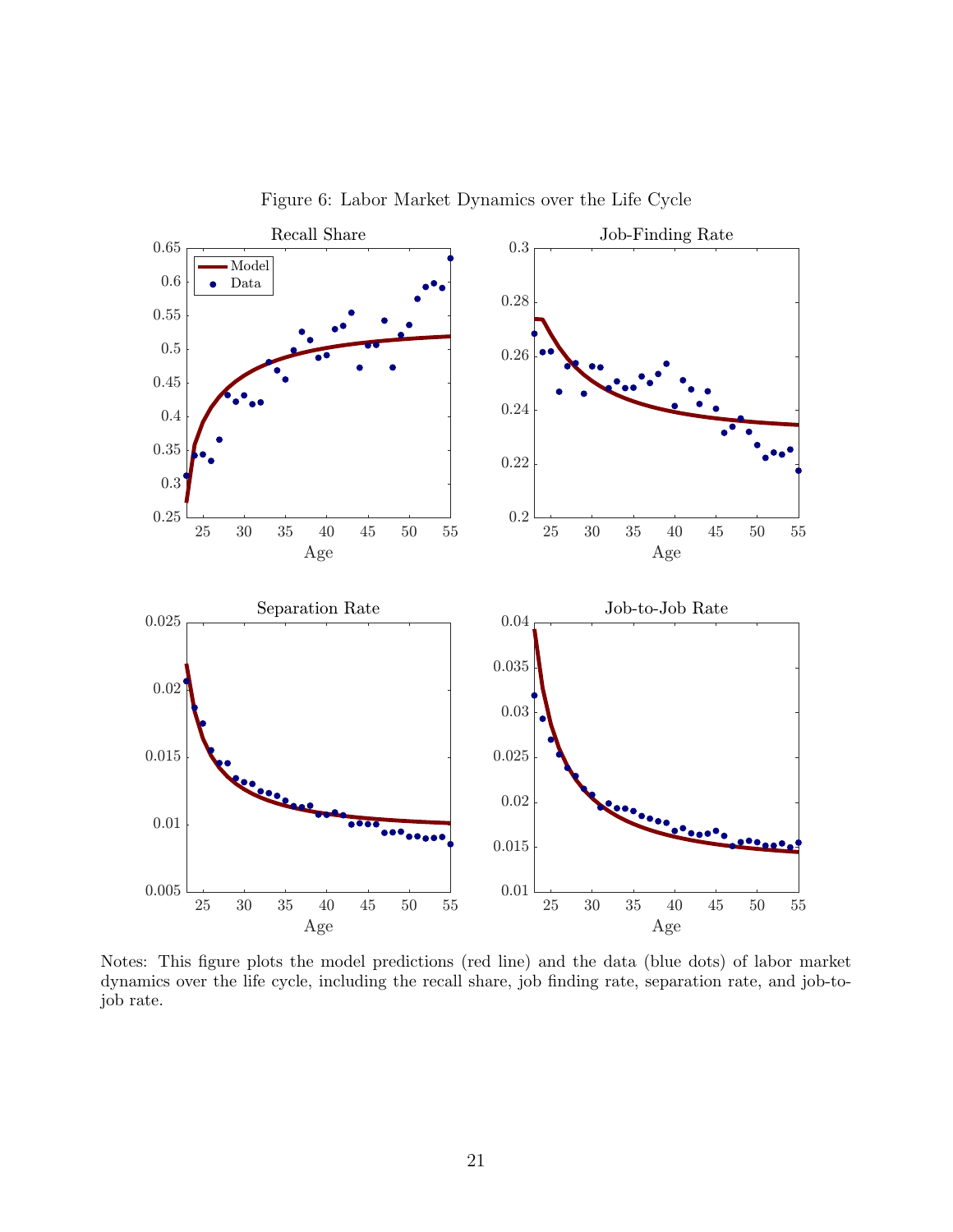Figure 6: Labor Market Dynamics over the Life Cycle

Notes: This figure plots the model predictions (red line) and the data (blue dots) of labor market dynamics over the life cycle, including the recall share, job finding rate, separation rate, and job-to-job rate.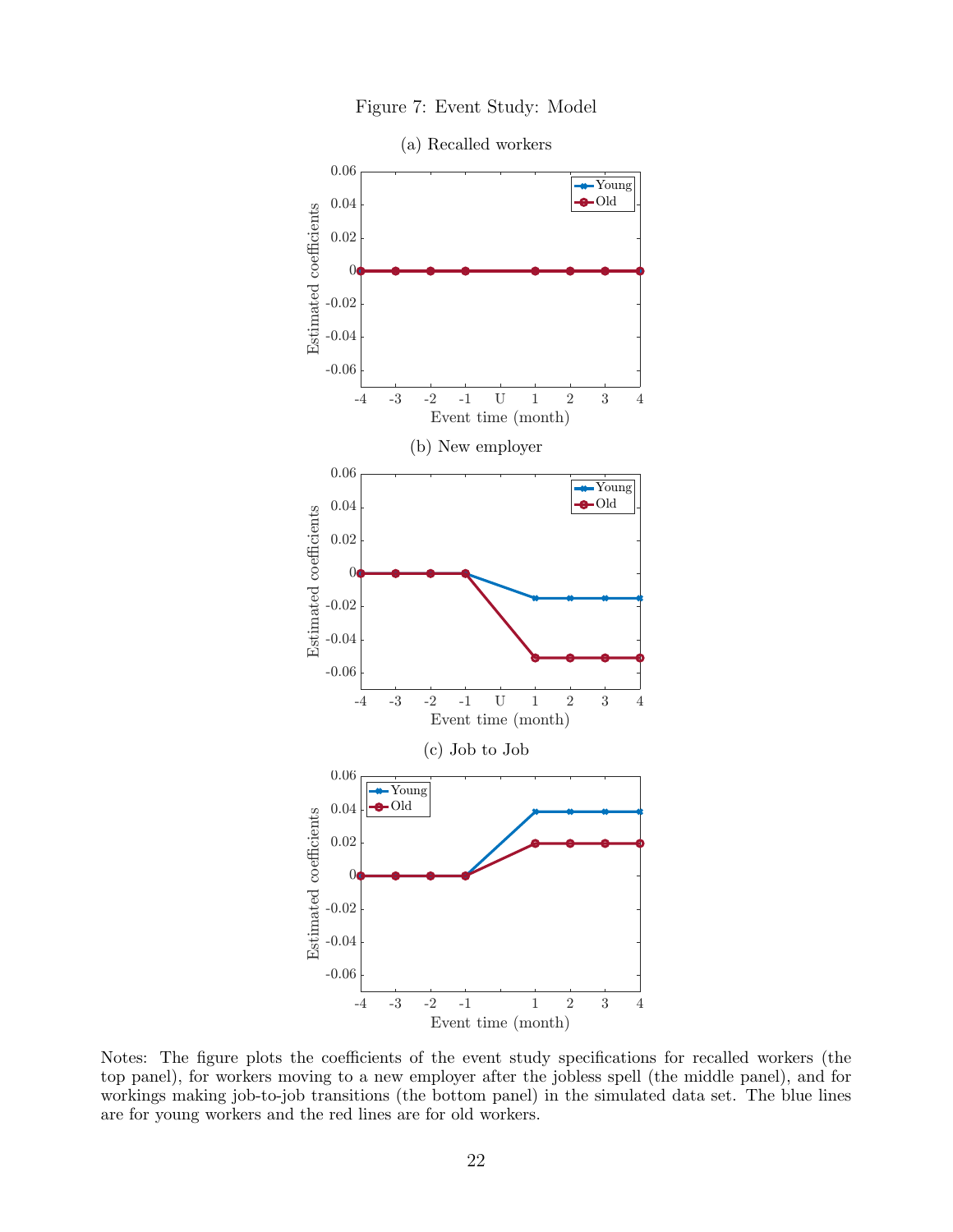Figure 7: Event Study: Model

(a) Recalled workers

(b) New employer

(c) Job to Job

Notes: The figure plots the coefficients of the event study specifications for recalled workers (the top panel), for workers moving to a new employer after the jobless spell (the middle panel), and for workings making job-to-job transitions (the bottom panel) in the simulated data set. The blue lines are for young workers and the red lines are for old workers.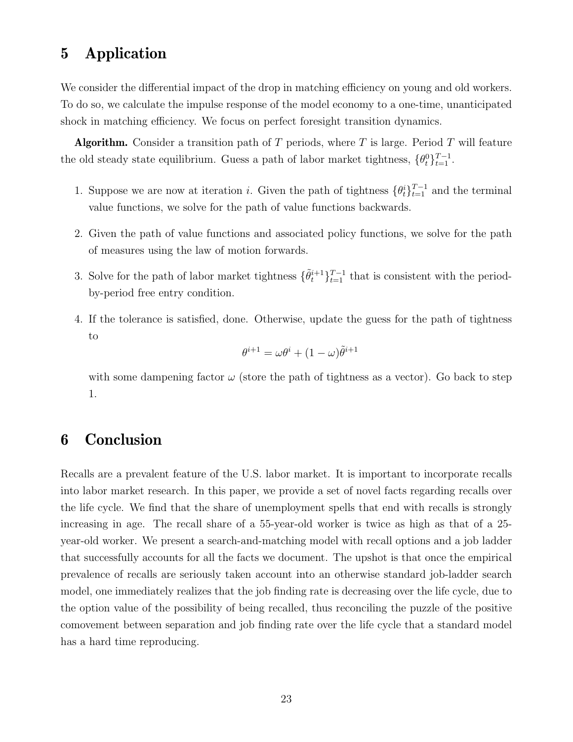# 5 Application

We consider the differential impact of the drop in matching efficiency on young and old workers. To do so, we calculate the impulse response of the model economy to a one-time, unanticipated shock in matching efficiency. We focus on perfect foresight transition dynamics.

**Algorithm.** Consider a transition path of $T$ periods, where $T$ is large. Period $T$ will feature the old steady state equilibrium. Guess a path of labor market tightness, $\{\theta_t^0\}_{t=1}^{T-1}$.

1. Suppose we are now at iteration $i$. Given the path of tightness $\{\theta_t^i\}_{t=1}^{T-1}$ and the terminal value functions, we solve for the path of value functions backwards.
2. Given the path of value functions and associated policy functions, we solve for the path of measures using the law of motion forwards.
3. Solve for the path of labor market tightness $\{\tilde{\theta}_t^{i+1}\}_{t=1}^{T-1}$ that is consistent with the period-by-period free entry condition.
4. If the tolerance is satisfied, done. Otherwise, update the guess for the path of tightness to

$$\theta^{i+1} = \omega\theta^i + (1-\omega)\tilde{\theta}^{i+1}$$

with some dampening factor $\omega$ (store the path of tightness as a vector). Go back to step 1.

# 6 Conclusion

Recalls are a prevalent feature of the U.S. labor market. It is important to incorporate recalls into labor market research. In this paper, we provide a set of novel facts regarding recalls over the life cycle. We find that the share of unemployment spells that end with recalls is strongly increasing in age. The recall share of a 55-year-old worker is twice as high as that of a 25-year-old worker. We present a search-and-matching model with recall options and a job ladder that successfully accounts for all the facts we document. The upshot is that once the empirical prevalence of recalls are seriously taken account into an otherwise standard job-ladder search model, one immediately realizes that the job finding rate is decreasing over the life cycle, due to the option value of the possibility of being recalled, thus reconciling the puzzle of the positive comovement between separation and job finding rate over the life cycle that a standard model has a hard time reproducing.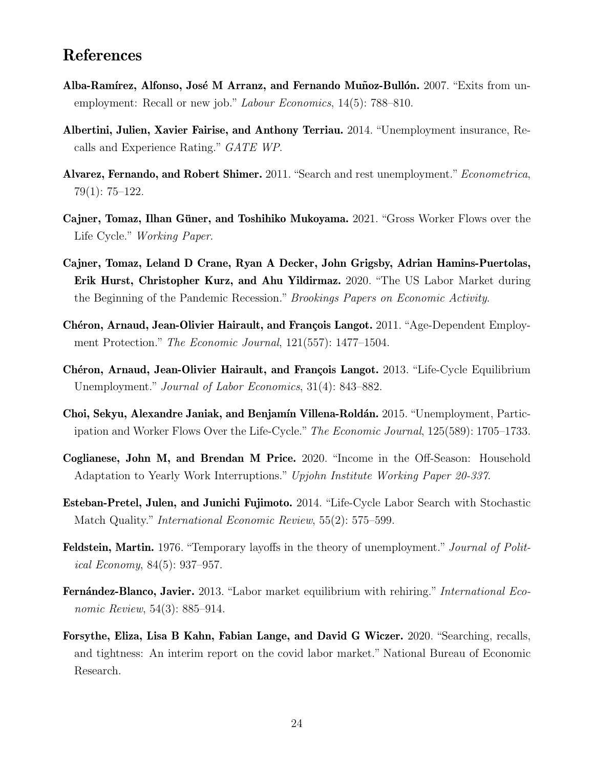## References

**Alba-Ramírez, Alfonso, José M Arranz, and Fernando Muñoz-Bullón.** 2007. "Exits from unemployment: Recall or new job." *Labour Economics*, 14(5): 788–810.

**Albertini, Julien, Xavier Fairise, and Anthony Terriau.** 2014. "Unemployment insurance, Recalls and Experience Rating." *GATE WP*.

**Alvarez, Fernando, and Robert Shimer.** 2011. "Search and rest unemployment." *Econometrica*, 79(1): 75–122.

**Cajner, Tomaz, Ilhan Güner, and Toshihiko Mukoyama.** 2021. "Gross Worker Flows over the Life Cycle." *Working Paper*.

**Cajner, Tomaz, Leland D Crane, Ryan A Decker, John Grigsby, Adrian Hamins-Puertolas, Erik Hurst, Christopher Kurz, and Ahu Yildirmaz.** 2020. "The US Labor Market during the Beginning of the Pandemic Recession." *Brookings Papers on Economic Activity*.

**Chéron, Arnaud, Jean-Olivier Hairault, and François Langot.** 2011. "Age-Dependent Employment Protection." *The Economic Journal*, 121(557): 1477–1504.

**Chéron, Arnaud, Jean-Olivier Hairault, and François Langot.** 2013. "Life-Cycle Equilibrium Unemployment." *Journal of Labor Economics*, 31(4): 843–882.

**Choi, Sekyu, Alexandre Janiak, and Benjamín Villena-Roldán.** 2015. "Unemployment, Participation and Worker Flows Over the Life-Cycle." *The Economic Journal*, 125(589): 1705–1733.

**Coglianese, John M, and Brendan M Price.** 2020. "Income in the Off-Season: Household Adaptation to Yearly Work Interruptions." *Upjohn Institute Working Paper 20-337*.

**Esteban-Pretel, Julen, and Junichi Fujimoto.** 2014. "Life-Cycle Labor Search with Stochastic Match Quality." *International Economic Review*, 55(2): 575–599.

**Feldstein, Martin.** 1976. "Temporary layoffs in the theory of unemployment." *Journal of Political Economy*, 84(5): 937–957.

**Fernández-Blanco, Javier.** 2013. "Labor market equilibrium with rehiring." *International Economic Review*, 54(3): 885–914.

**Forsythe, Eliza, Lisa B Kahn, Fabian Lange, and David G Wiczer.** 2020. "Searching, recalls, and tightness: An interim report on the covid labor market." National Bureau of Economic Research.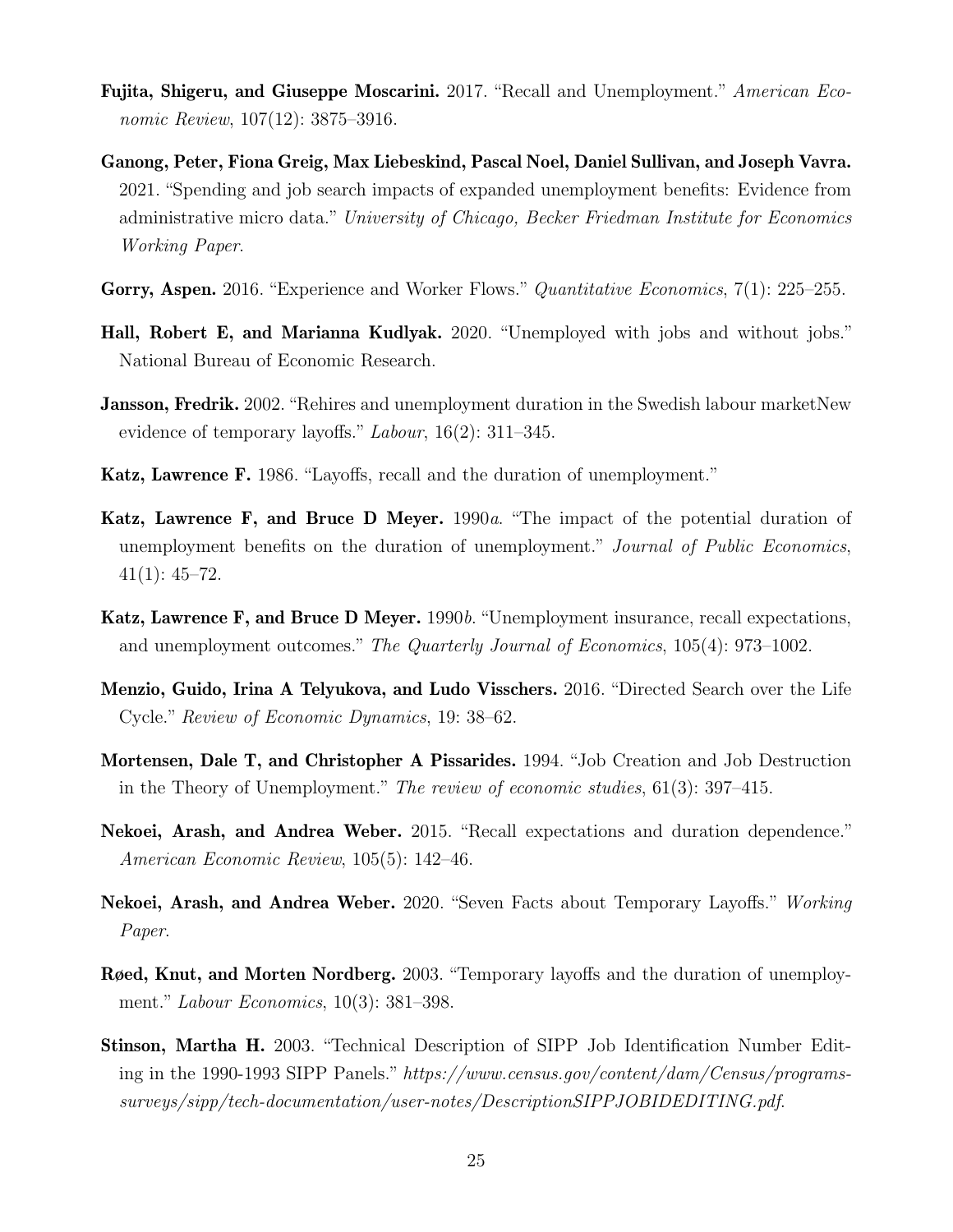**Fujita, Shigeru, and Giuseppe Moscarini.** 2017. "Recall and Unemployment." *American Economic Review*, 107(12): 3875–3916.

**Ganong, Peter, Fiona Greig, Max Liebeskind, Pascal Noel, Daniel Sullivan, and Joseph Vavra.** 2021. "Spending and job search impacts of expanded unemployment benefits: Evidence from administrative micro data." *University of Chicago, Becker Friedman Institute for Economics Working Paper*.

**Gorry, Aspen.** 2016. "Experience and Worker Flows." *Quantitative Economics*, 7(1): 225–255.

**Hall, Robert E, and Marianna Kudlyak.** 2020. "Unemployed with jobs and without jobs." National Bureau of Economic Research.

**Jansson, Fredrik.** 2002. "Rehires and unemployment duration in the Swedish labour marketNew evidence of temporary layoffs." *Labour*, 16(2): 311–345.

**Katz, Lawrence F.** 1986. "Layoffs, recall and the duration of unemployment."

**Katz, Lawrence F, and Bruce D Meyer.** 1990*a*. "The impact of the potential duration of unemployment benefits on the duration of unemployment." *Journal of Public Economics*, 41(1): 45–72.

**Katz, Lawrence F, and Bruce D Meyer.** 1990*b*. "Unemployment insurance, recall expectations, and unemployment outcomes." *The Quarterly Journal of Economics*, 105(4): 973–1002.

**Menzio, Guido, Irina A Telyukova, and Ludo Visschers.** 2016. "Directed Search over the Life Cycle." *Review of Economic Dynamics*, 19: 38–62.

**Mortensen, Dale T, and Christopher A Pissarides.** 1994. "Job Creation and Job Destruction in the Theory of Unemployment." *The review of economic studies*, 61(3): 397–415.

**Nekoei, Arash, and Andrea Weber.** 2015. "Recall expectations and duration dependence." *American Economic Review*, 105(5): 142–46.

**Nekoei, Arash, and Andrea Weber.** 2020. "Seven Facts about Temporary Layoffs." *Working Paper*.

**Røed, Knut, and Morten Nordberg.** 2003. "Temporary layoffs and the duration of unemployment." *Labour Economics*, 10(3): 381–398.

**Stinson, Martha H.** 2003. "Technical Description of SIPP Job Identification Number Editing in the 1990-1993 SIPP Panels." *https://www.census.gov/content/dam/Census/programs-surveys/sipp/tech-documentation/user-notes/DescriptionSIPPJOBIDEDITING.pdf*.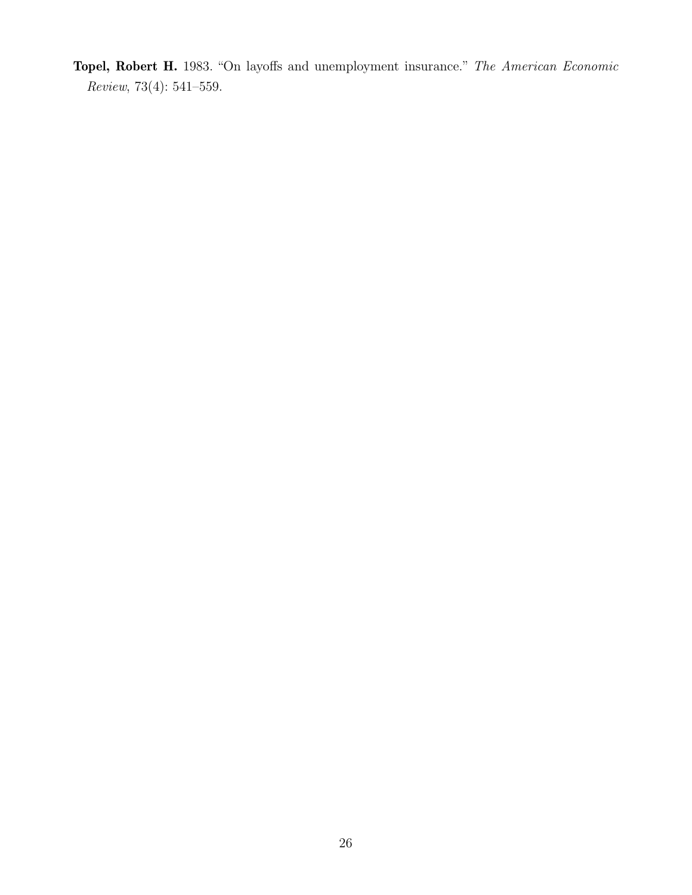**Topel, Robert H.** 1983. "On layoffs and unemployment insurance." *The American Economic Review*, 73(4): 541–559.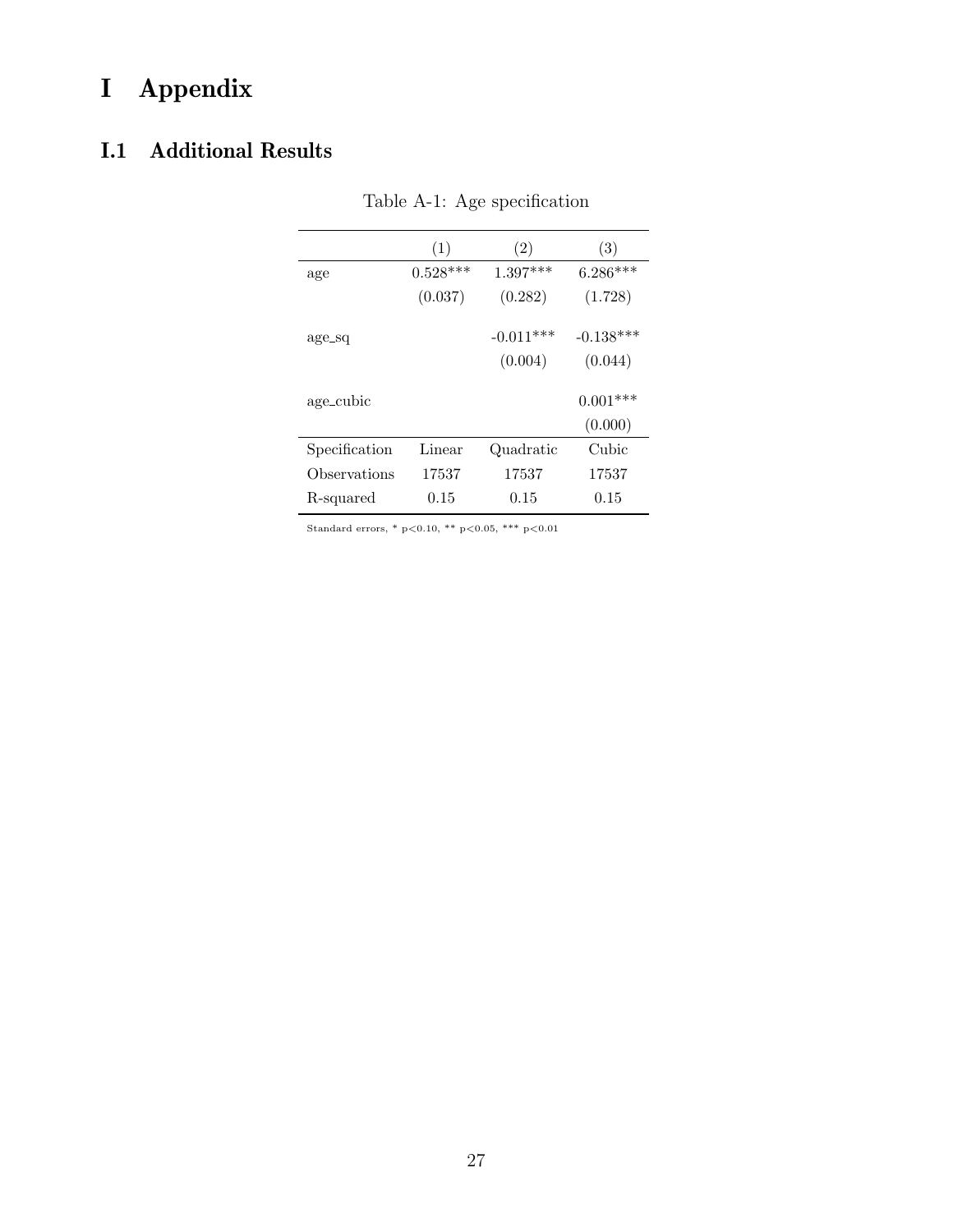# I Appendix

## I.1 Additional Results

Table A-1: Age specification

| | (1) | (2) | (3) |
|---|---|---|---|
| age | 0.528*** | 1.397*** | 6.286*** |
| | (0.037) | (0.282) | (1.728) |
| age_sq | | -0.011*** | -0.138*** |
| | | (0.004) | (0.044) |
| age_cubic | | | 0.001*** |
| | | | (0.000) |
| Specification | Linear | Quadratic | Cubic |
| Observations | 17537 | 17537 | 17537 |
| R-squared | 0.15 | 0.15 | 0.15 |

Standard errors, * p<0.10, ** p<0.05, *** p<0.01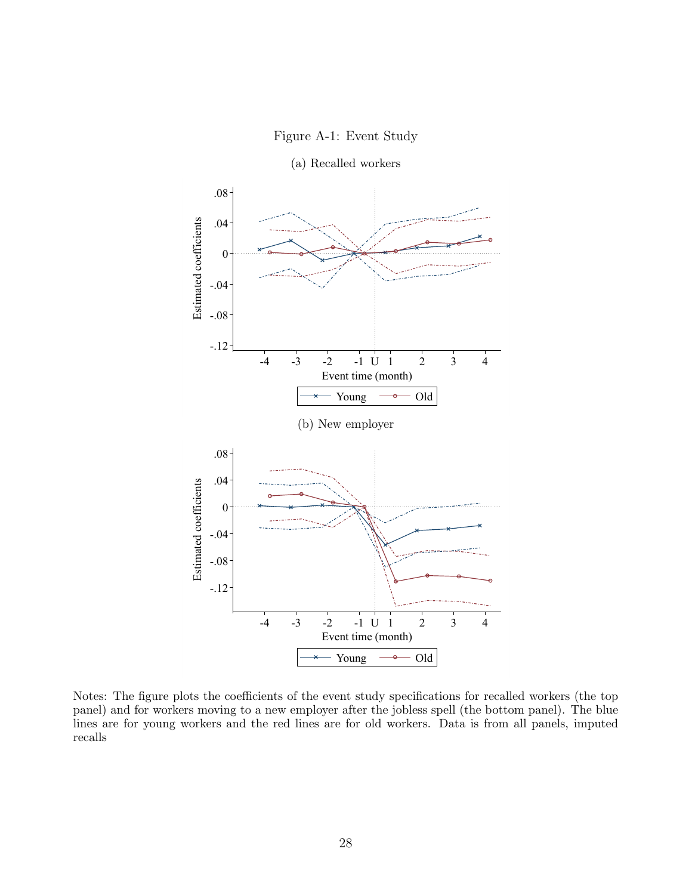Figure A-1: Event Study

(a) Recalled workers

(b) New employer

Notes: The figure plots the coefficients of the event study specifications for recalled workers (the top panel) and for workers moving to a new employer after the jobless spell (the bottom panel). The blue lines are for young workers and the red lines are for old workers. Data is from all panels, imputed recalls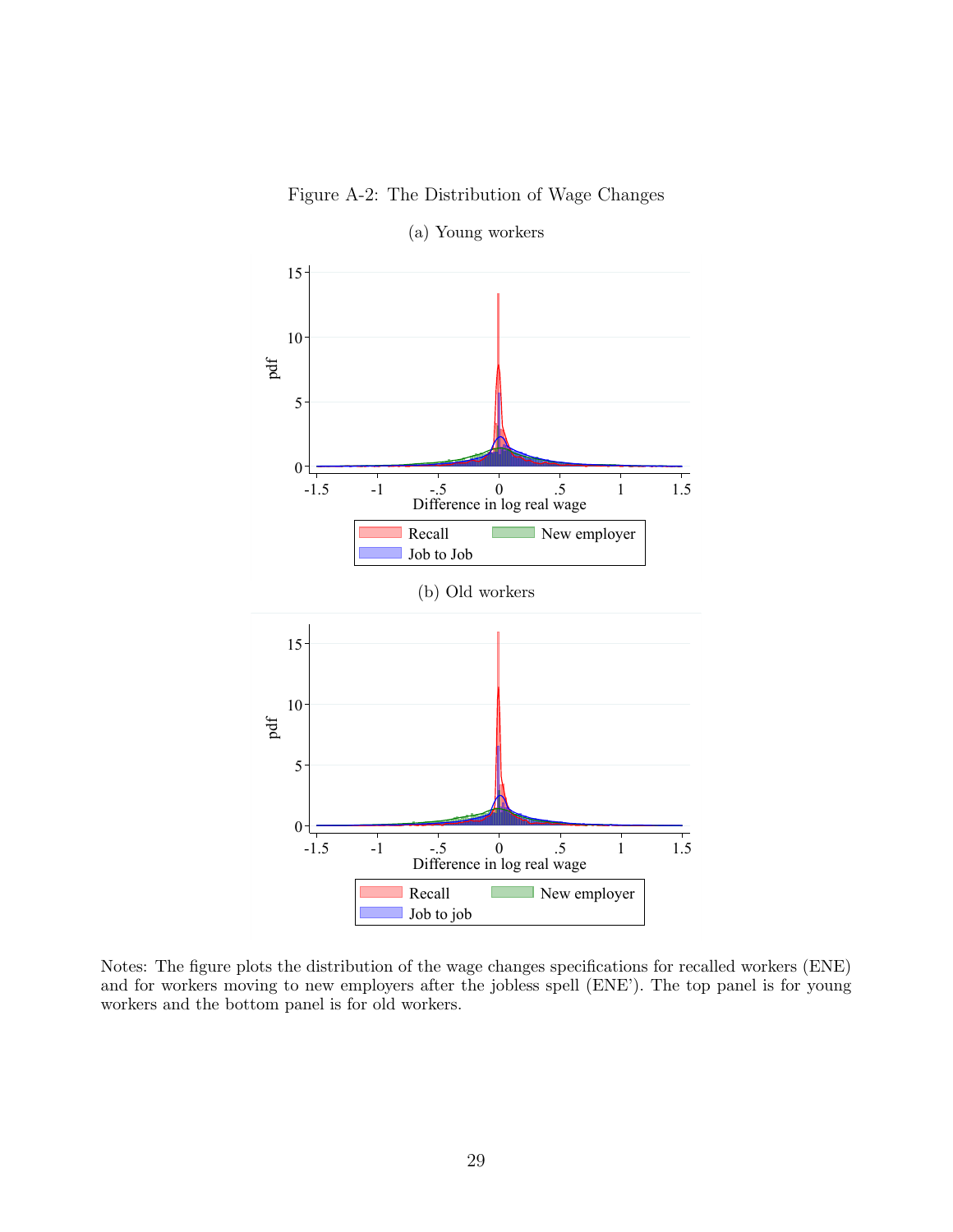Figure A-2: The Distribution of Wage Changes

(a) Young workers

(b) Old workers

Notes: The figure plots the distribution of the wage changes specifications for recalled workers (ENE) and for workers moving to new employers after the jobless spell (ENE'). The top panel is for young workers and the bottom panel is for old workers.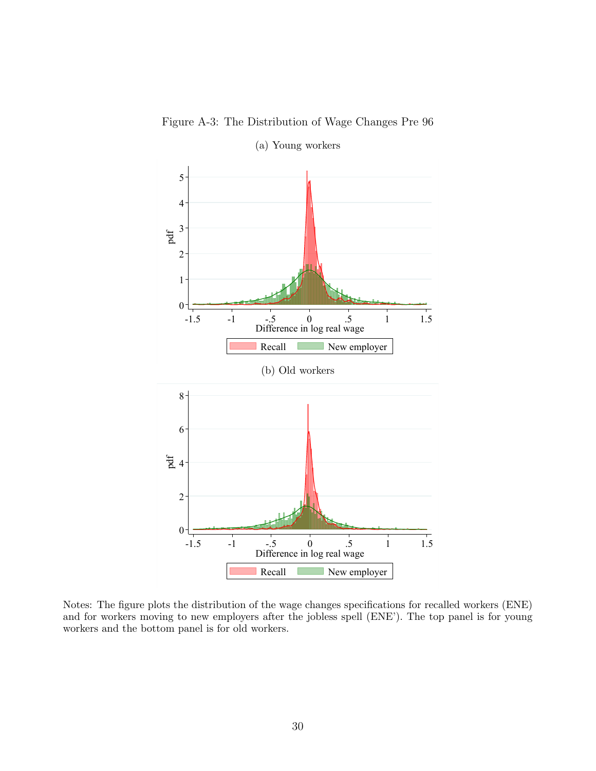Figure A-3: The Distribution of Wage Changes Pre 96

(a) Young workers

pdf

5
4
3
2
1
0

-1.5 -1 -.5 0 .5 1 1.5

Difference in log real wage

Recall New employer

(b) Old workers

pdf

8
6
4
2
0

-1.5 -1 -.5 0 .5 1 1.5

Difference in log real wage

Recall New employer

Notes: The figure plots the distribution of the wage changes specifications for recalled workers (ENE) and for workers moving to new employers after the jobless spell (ENE'). The top panel is for young workers and the bottom panel is for old workers.